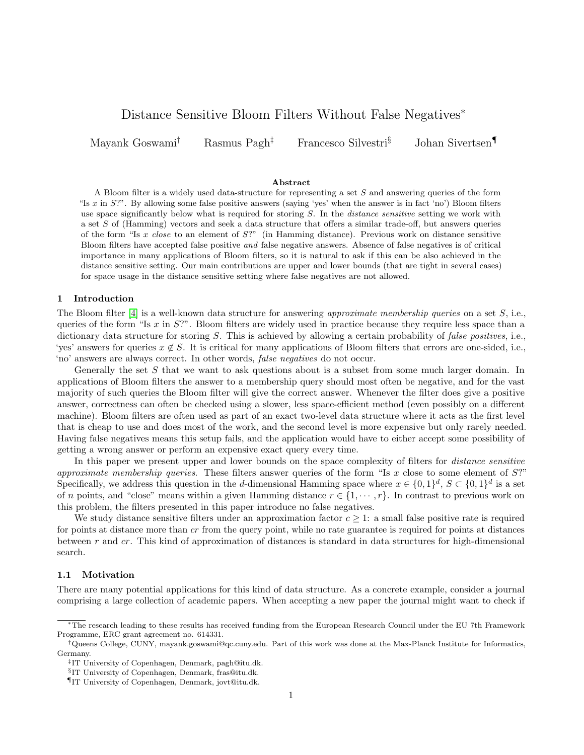# Distance Sensitive Bloom Filters Without False Negatives*

Mayank Goswami[†] Rasmus Pagh[‡] Francesco Silvestri[§] Johan Sivertsen[¶]

## Abstract

A Bloom filter is a widely used data-structure for representing a set $S$ and answering queries of the form "Is $x$ in $S$?". By allowing some false positive answers (saying 'yes' when the answer is in fact 'no') Bloom filters use space significantly below what is required for storing $S$. In the *distance sensitive* setting we work with a set $S$ of (Hamming) vectors and seek a data structure that offers a similar trade-off, but answers queries of the form "Is $x$ *close* to an element of $S$?" (in Hamming distance). Previous work on distance sensitive Bloom filters have accepted false positive *and* false negative answers. Absence of false negatives is of critical importance in many applications of Bloom filters, so it is natural to ask if this can be also achieved in the distance sensitive setting. Our main contributions are upper and lower bounds (that are tight in several cases) for space usage in the distance sensitive setting where false negatives are not allowed.

## 1 Introduction

The Bloom filter [4] is a well-known data structure for answering *approximate membership queries* on a set $S$, i.e., queries of the form "Is $x$ in $S$?". Bloom filters are widely used in practice because they require less space than a dictionary data structure for storing $S$. This is achieved by allowing a certain probability of *false positives*, i.e., 'yes' answers for queries $x \notin S$. It is critical for many applications of Bloom filters that errors are one-sided, i.e., 'no' answers are always correct. In other words, *false negatives* do not occur.

Generally the set $S$ that we want to ask questions about is a subset from some much larger domain. In applications of Bloom filters the answer to a membership query should most often be negative, and for the vast majority of such queries the Bloom filter will give the correct answer. Whenever the filter does give a positive answer, correctness can often be checked using a slower, less space-efficient method (even possibly on a different machine). Bloom filters are often used as part of an exact two-level data structure where it acts as the first level that is cheap to use and does most of the work, and the second level is more expensive but only rarely needed. Having false negatives means this setup fails, and the application would have to either accept some possibility of getting a wrong answer or perform an expensive exact query every time.

In this paper we present upper and lower bounds on the space complexity of filters for *distance sensitive approximate membership queries*. These filters answer queries of the form "Is $x$ close to some element of $S$?" Specifically, we address this question in the $d$-dimensional Hamming space where $x \in \{0,1\}^d$, $S \subset \{0,1\}^d$ is a set of $n$ points, and "close" means within a given Hamming distance $r \in \{1, \cdots, r\}$. In contrast to previous work on this problem, the filters presented in this paper introduce no false negatives.

We study distance sensitive filters under an approximation factor $c \geq 1$: a small false positive rate is required for points at distance more than $cr$ from the query point, while no rate guarantee is required for points at distances between $r$ and $cr$. This kind of approximation of distances is standard in data structures for high-dimensional search.

### 1.1 Motivation

There are many potential applications for this kind of data structure. As a concrete example, consider a journal comprising a large collection of academic papers. When accepting a new paper the journal might want to check if

---

*The research leading to these results has received funding from the European Research Council under the EU 7th Framework Programme, ERC grant agreement no. 614331.

[†]Queens College, CUNY, mayank.goswami@qc.cuny.edu. Part of this work was done at the Max-Planck Institute for Informatics, Germany.

[‡]IT University of Copenhagen, Denmark, pagh@itu.dk.

[§]IT University of Copenhagen, Denmark, fras@itu.dk.

[¶]IT University of Copenhagen, Denmark, jovt@itu.dk.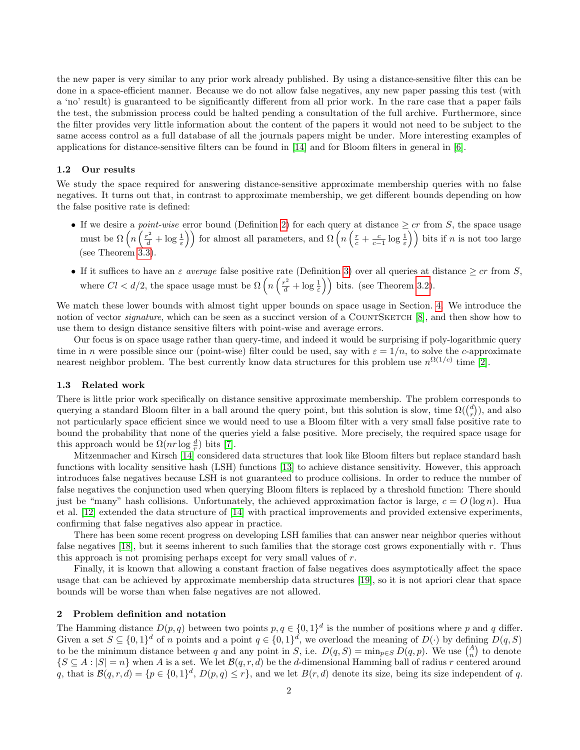the new paper is very similar to any prior work already published. By using a distance-sensitive filter this can be done in a space-efficient manner. Because we do not allow false negatives, any new paper passing this test (with a 'no' result) is guaranteed to be significantly different from all prior work. In the rare case that a paper fails the test, the submission process could be halted pending a consultation of the full archive. Furthermore, since the filter provides very little information about the content of the papers it would not need to be subject to the same access control as a full database of all the journals papers might be under. More interesting examples of applications for distance-sensitive filters can be found in [14] and for Bloom filters in general in [6].

### 1.2 Our results

We study the space required for answering distance-sensitive approximate membership queries with no false negatives. It turns out that, in contrast to approximate membership, we get different bounds depending on how the false positive rate is defined:

- If we desire a *point-wise* error bound (Definition 2) for each query at distance $\geq cr$ from $S$, the space usage must be $\Omega\left(n\left(\frac{r^2}{d}+\log\frac{1}{\varepsilon}\right)\right)$ for almost all parameters, and $\Omega\left(n\left(\frac{r}{c}+\frac{c}{c-1}\log\frac{1}{\varepsilon}\right)\right)$ bits if $n$ is not too large (see Theorem 3.3).
- If it suffices to have an $\varepsilon$ *average* false positive rate (Definition 3) over all queries at distance $\geq cr$ from $S$, where $Cl < d/2$, the space usage must be $\Omega\left(n\left(\frac{r^2}{d}+\log\frac{1}{\varepsilon}\right)\right)$ bits. (see Theorem 3.2).

We match these lower bounds with almost tight upper bounds on space usage in Section. 4. We introduce the notion of vector *signature*, which can be seen as a succinct version of a CountSketch [8], and then show how to use them to design distance sensitive filters with point-wise and average errors.

Our focus is on space usage rather than query-time, and indeed it would be surprising if poly-logarithmic query time in $n$ were possible since our (point-wise) filter could be used, say with $\varepsilon = 1/n$, to solve the $c$-approximate nearest neighbor problem. The best currently know data structures for this problem use $n^{\Omega(1/c)}$ time [2].

### 1.3 Related work

There is little prior work specifically on distance sensitive approximate membership. The problem corresponds to querying a standard Bloom filter in a ball around the query point, but this solution is slow, time $\Omega(\binom{d}{r})$, and also not particularly space efficient since we would need to use a Bloom filter with a very small false positive rate to bound the probability that none of the queries yield a false positive. More precisely, the required space usage for this approach would be $\Omega(nr\log\frac{d}{r})$ bits [7].

Mitzenmacher and Kirsch [14] considered data structures that look like Bloom filters but replace standard hash functions with locality sensitive hash (LSH) functions [13] to achieve distance sensitivity. However, this approach introduces false negatives because LSH is not guaranteed to produce collisions. In order to reduce the number of false negatives the conjunction used when querying Bloom filters is replaced by a threshold function: There should just be "many" hash collisions. Unfortunately, the achieved approximation factor is large, $c = O(\log n)$. Hua et al. [12] extended the data structure of [14] with practical improvements and provided extensive experiments, confirming that false negatives also appear in practice.

There has been some recent progress on developing LSH families that can answer near neighbor queries without false negatives [18], but it seems inherent to such families that the storage cost grows exponentially with $r$. Thus this approach is not promising perhaps except for very small values of $r$.

Finally, it is known that allowing a constant fraction of false negatives does asymptotically affect the space usage that can be achieved by approximate membership data structures [19], so it is not apriori clear that space bounds will be worse than when false negatives are not allowed.

## 2 Problem definition and notation

The Hamming distance $D(p, q)$ between two points $p, q \in \{0,1\}^d$ is the number of positions where $p$ and $q$ differ. Given a set $S \subseteq \{0,1\}^d$ of $n$ points and a point $q \in \{0,1\}^d$, we overload the meaning of $D(\cdot)$ by defining $D(q, S)$ to be the minimum distance between $q$ and any point in $S$, i.e. $D(q, S) = \min_{p\in S} D(q, p)$. We use $\binom{A}{n}$ to denote $\{S \subseteq A : |S| = n\}$ when $A$ is a set. We let $\mathcal{B}(q, r, d)$ be the $d$-dimensional Hamming ball of radius $r$ centered around $q$, that is $\mathcal{B}(q, r, d) = \{p \in \{0,1\}^d, D(p, q) \leq r\}$, and we let $B(r, d)$ denote its size, being its size independent of $q$.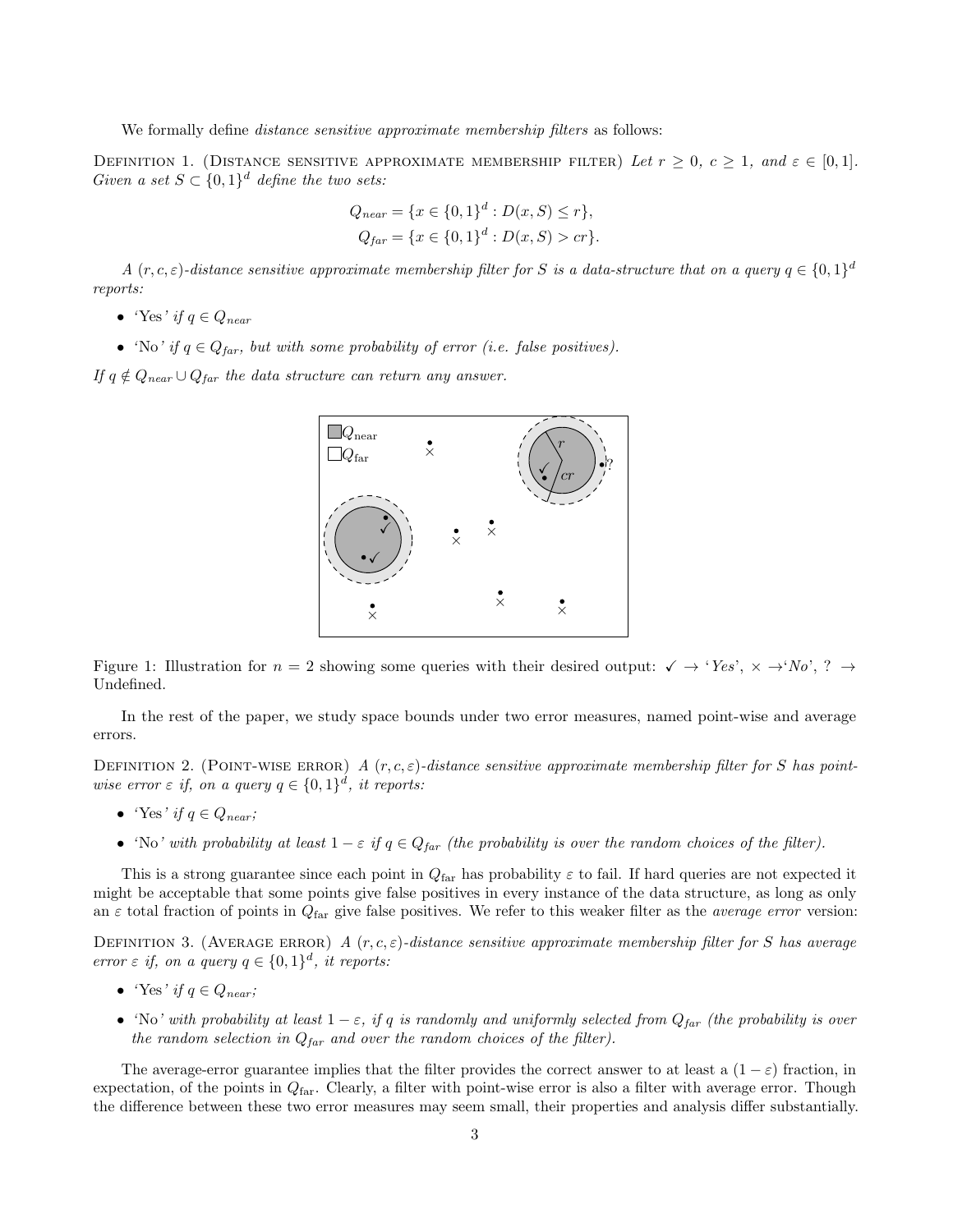We formally define *distance sensitive approximate membership filters* as follows:

Definition 1. (Distance sensitive approximate membership filter) *Let $r \geq 0$, $c \geq 1$, and $\varepsilon \in [0, 1]$. Given a set $S \subset \{0,1\}^d$ define the two sets:*

$$Q_{near} = \{x \in \{0,1\}^d : D(x, S) \leq r\},$$
$$Q_{far} = \{x \in \{0,1\}^d : D(x, S) > cr\}.$$

*A $(r, c, \varepsilon)$-distance sensitive approximate membership filter for $S$ is a data-structure that on a query $q \in \{0,1\}^d$ reports:*

- *'Yes' if $q \in Q_{near}$*
- *'No' if $q \in Q_{far}$, but with some probability of error (i.e. false positives).*

*If $q \notin Q_{near} \cup Q_{far}$ the data structure can return any answer.*

Figure 1: Illustration for $n = 2$ showing some queries with their desired output: ✓ → '*Yes*', × →'*No*', ? → Undefined.

In the rest of the paper, we study space bounds under two error measures, named point-wise and average errors.

Definition 2. (Point-wise error) *A $(r, c, \varepsilon)$-distance sensitive approximate membership filter for $S$ has point-wise error $\varepsilon$ if, on a query $q \in \{0,1\}^d$, it reports:*

- *'Yes' if $q \in Q_{near}$;*
- *'No' with probability at least $1 - \varepsilon$ if $q \in Q_{far}$ (the probability is over the random choices of the filter).*

This is a strong guarantee since each point in $Q_{\text{far}}$ has probability $\varepsilon$ to fail. If hard queries are not expected it might be acceptable that some points give false positives in every instance of the data structure, as long as only an $\varepsilon$ total fraction of points in $Q_{\text{far}}$ give false positives. We refer to this weaker filter as the *average error* version:

Definition 3. (Average error) *A $(r, c, \varepsilon)$-distance sensitive approximate membership filter for $S$ has average error $\varepsilon$ if, on a query $q \in \{0,1\}^d$, it reports:*

- *'Yes' if $q \in Q_{near}$;*
- *'No' with probability at least $1 - \varepsilon$, if $q$ is randomly and uniformly selected from $Q_{far}$ (the probability is over the random selection in $Q_{far}$ and over the random choices of the filter).*

The average-error guarantee implies that the filter provides the correct answer to at least a $(1 - \varepsilon)$ fraction, in expectation, of the points in $Q_{\text{far}}$. Clearly, a filter with point-wise error is also a filter with average error. Though the difference between these two error measures may seem small, their properties and analysis differ substantially.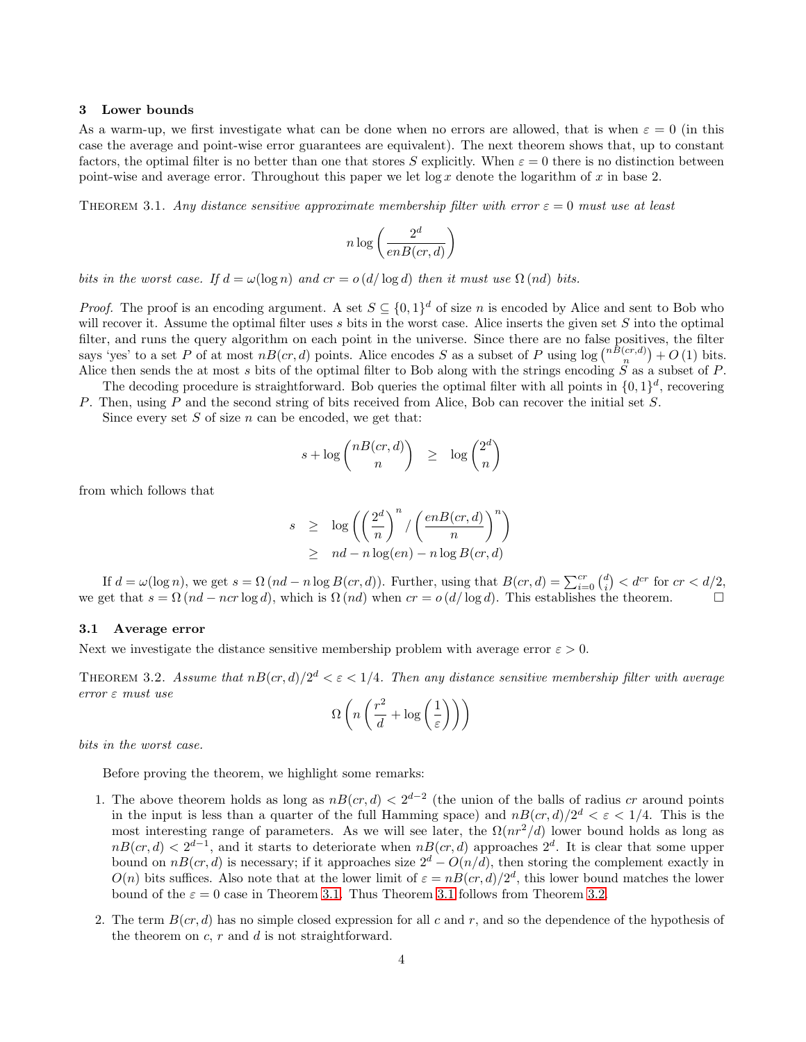## 3 Lower bounds

As a warm-up, we first investigate what can be done when no errors are allowed, that is when $\varepsilon = 0$ (in this case the average and point-wise error guarantees are equivalent). The next theorem shows that, up to constant factors, the optimal filter is no better than one that stores $S$ explicitly. When $\varepsilon = 0$ there is no distinction between point-wise and average error. Throughout this paper we let $\log x$ denote the logarithm of $x$ in base 2.

THEOREM 3.1. *Any distance sensitive approximate membership filter with error $\varepsilon = 0$ must use at least*

$$n \log\left(\frac{2^d}{enB(cr,d)}\right)$$

*bits in the worst case. If $d = \omega(\log n)$ and $cr = o\left(d/\log d\right)$ then it must use $\Omega\left(nd\right)$ bits.*

*Proof.* The proof is an encoding argument. A set $S \subseteq \{0,1\}^d$ of size $n$ is encoded by Alice and sent to Bob who will recover it. Assume the optimal filter uses $s$ bits in the worst case. Alice inserts the given set $S$ into the optimal filter, and runs the query algorithm on each point in the universe. Since there are no false positives, the filter says 'yes' to a set $P$ of at most $nB(cr,d)$ points. Alice encodes $S$ as a subset of $P$ using $\log\binom{nB(cr,d)}{n} + O\left(1\right)$ bits. Alice then sends the at most $s$ bits of the optimal filter to Bob along with the strings encoding $S$ as a subset of $P$.

The decoding procedure is straightforward. Bob queries the optimal filter with all points in $\{0,1\}^d$, recovering $P$. Then, using $P$ and the second string of bits received from Alice, Bob can recover the initial set $S$.

Since every set $S$ of size $n$ can be encoded, we get that:

$$s + \log\binom{nB(cr,d)}{n} \quad \geq \quad \log\binom{2^d}{n}$$

from which follows that

$$\begin{aligned} s \quad &\geq \quad \log\left(\left(\frac{2^d}{n}\right)^n \Big/ \left(\frac{enB(cr,d)}{n}\right)^n\right) \\ &\geq \quad nd - n\log(en) - n\log B(cr,d) \end{aligned}$$

If $d = \omega(\log n)$, we get $s = \Omega\left(nd - n\log B(cr,d)\right)$. Further, using that $B(cr,d) = \sum_{i=0}^{cr}\binom{d}{i} < d^{cr}$ for $cr < d/2$, we get that $s = \Omega\left(nd - ncr\log d\right)$, which is $\Omega\left(nd\right)$ when $cr = o\left(d/\log d\right)$. This establishes the theorem. $\square$

### 3.1 Average error

Next we investigate the distance sensitive membership problem with average error $\varepsilon > 0$.

THEOREM 3.2. *Assume that $nB(cr,d)/2^d < \varepsilon < 1/4$. Then any distance sensitive membership filter with average error $\varepsilon$ must use*

$$\Omega\left(n\left(\frac{r^2}{d} + \log\left(\frac{1}{\varepsilon}\right)\right)\right)$$

*bits in the worst case.*

Before proving the theorem, we highlight some remarks:

1. The above theorem holds as long as $nB(cr,d) < 2^{d-2}$ (the union of the balls of radius $cr$ around points in the input is less than a quarter of the full Hamming space) and $nB(cr,d)/2^d < \varepsilon < 1/4$. This is the most interesting range of parameters. As we will see later, the $\Omega(nr^2/d)$ lower bound holds as long as $nB(cr,d) < 2^{d-1}$, and it starts to deteriorate when $nB(cr,d)$ approaches $2^d$. It is clear that some upper bound on $nB(cr,d)$ is necessary; if it approaches size $2^d - O(n/d)$, then storing the complement exactly in $O(n)$ bits suffices. Also note that at the lower limit of $\varepsilon = nB(cr,d)/2^d$, this lower bound matches the lower bound of the $\varepsilon = 0$ case in Theorem 3.1. Thus Theorem 3.1 follows from Theorem 3.2.

2. The term $B(cr,d)$ has no simple closed expression for all $c$ and $r$, and so the dependence of the hypothesis of the theorem on $c$, $r$ and $d$ is not straightforward.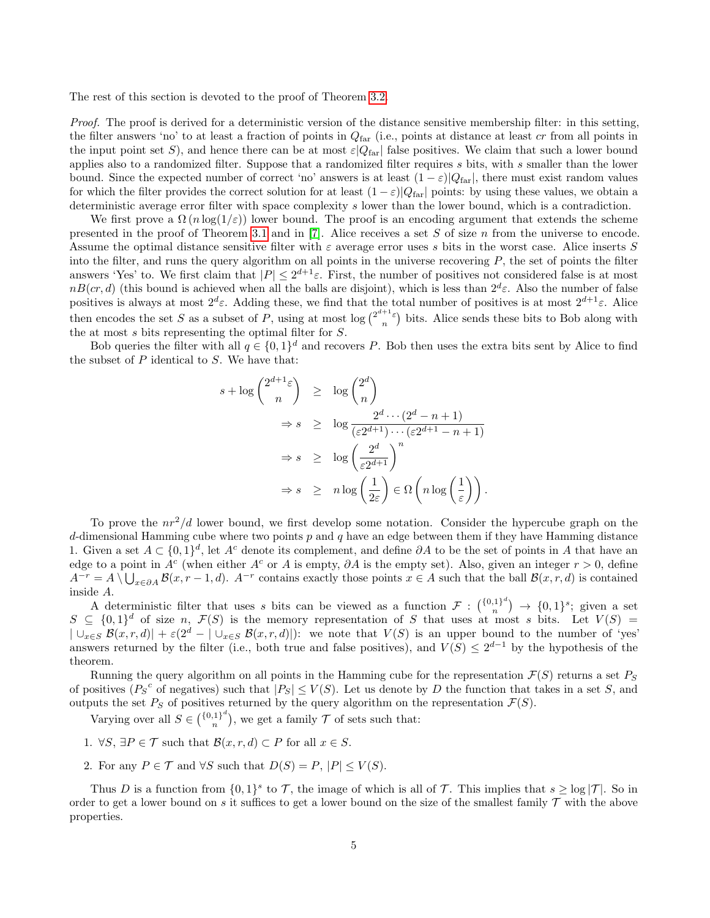The rest of this section is devoted to the proof of Theorem 3.2.

*Proof.* The proof is derived for a deterministic version of the distance sensitive membership filter: in this setting, the filter answers 'no' to at least a fraction of points in $Q_{\text{far}}$ (i.e., points at distance at least $cr$ from all points in the input point set $S$), and hence there can be at most $\varepsilon|Q_{\text{far}}|$ false positives. We claim that such a lower bound applies also to a randomized filter. Suppose that a randomized filter requires $s$ bits, with $s$ smaller than the lower bound. Since the expected number of correct 'no' answers is at least $(1-\varepsilon)|Q_{\text{far}}|$, there must exist random values for which the filter provides the correct solution for at least $(1-\varepsilon)|Q_{\text{far}}|$ points: by using these values, we obtain a deterministic average error filter with space complexity $s$ lower than the lower bound, which is a contradiction.

We first prove a $\Omega(n\log(1/\varepsilon))$ lower bound. The proof is an encoding argument that extends the scheme presented in the proof of Theorem 3.1 and in [7]. Alice receives a set $S$ of size $n$ from the universe to encode. Assume the optimal distance sensitive filter with $\varepsilon$ average error uses $s$ bits in the worst case. Alice inserts $S$ into the filter, and runs the query algorithm on all points in the universe recovering $P$, the set of points the filter answers 'Yes' to. We first claim that $|P| \le 2^{d+1}\varepsilon$. First, the number of positives not considered false is at most $nB(cr,d)$ (this bound is achieved when all the balls are disjoint), which is less than $2^d\varepsilon$. Also the number of false positives is always at most $2^d\varepsilon$. Adding these, we find that the total number of positives is at most $2^{d+1}\varepsilon$. Alice then encodes the set $S$ as a subset of $P$, using at most $\log\binom{2^{d+1}\varepsilon}{n}$ bits. Alice sends these bits to Bob along with the at most $s$ bits representing the optimal filter for $S$.

Bob queries the filter with all $q \in \{0,1\}^d$ and recovers $P$. Bob then uses the extra bits sent by Alice to find the subset of $P$ identical to $S$. We have that:

$$
\begin{aligned}
s + \log\binom{2^{d+1}\varepsilon}{n} &\ge \log\binom{2^d}{n} \\
\Rightarrow s &\ge \log\frac{2^d\cdots(2^d-n+1)}{(\varepsilon 2^{d+1})\cdots(\varepsilon 2^{d+1}-n+1)} \\
\Rightarrow s &\ge \log\left(\frac{2^d}{\varepsilon 2^{d+1}}\right)^n \\
\Rightarrow s &\ge n\log\left(\frac{1}{2\varepsilon}\right) \in \Omega\left(n\log\left(\frac{1}{\varepsilon}\right)\right).
\end{aligned}
$$

To prove the $nr^2/d$ lower bound, we first develop some notation. Consider the hypercube graph on the $d$-dimensional Hamming cube where two points $p$ and $q$ have an edge between them if they have Hamming distance 1. Given a set $A \subset \{0,1\}^d$, let $A^c$ denote its complement, and define $\partial A$ to be the set of points in $A$ that have an edge to a point in $A^c$ (when either $A^c$ or $A$ is empty, $\partial A$ is the empty set). Also, given an integer $r > 0$, define $A^{-r} = A \setminus \bigcup_{x\in\partial A}\mathcal{B}(x, r-1, d)$. $A^{-r}$ contains exactly those points $x \in A$ such that the ball $\mathcal{B}(x,r,d)$ is contained inside $A$.

A deterministic filter that uses $s$ bits can be viewed as a function $\mathcal{F} : \binom{\{0,1\}^d}{n} \to \{0,1\}^s$; given a set $S \subseteq \{0,1\}^d$ of size $n$, $\mathcal{F}(S)$ is the memory representation of $S$ that uses at most $s$ bits. Let $V(S) = |\cup_{x\in S}\mathcal{B}(x,r,d)| + \varepsilon(2^d - |\cup_{x\in S}\mathcal{B}(x,r,d)|)$: we note that $V(S)$ is an upper bound to the number of 'yes' answers returned by the filter (i.e., both true and false positives), and $V(S) \le 2^{d-1}$ by the hypothesis of the theorem.

Running the query algorithm on all points in the Hamming cube for the representation $\mathcal{F}(S)$ returns a set $P_S$ of positives (${P_S}^c$ of negatives) such that $|P_S| \le V(S)$. Let us denote by $D$ the function that takes in a set $S$, and outputs the set $P_S$ of positives returned by the query algorithm on the representation $\mathcal{F}(S)$.

Varying over all $S \in \binom{\{0,1\}^d}{n}$, we get a family $\mathcal{T}$ of sets such that:

1. $\forall S$, $\exists P \in \mathcal{T}$ such that $\mathcal{B}(x,r,d) \subset P$ for all $x \in S$.
2. For any $P \in \mathcal{T}$ and $\forall S$ such that $D(S) = P$, $|P| \le V(S)$.

Thus $D$ is a function from $\{0,1\}^s$ to $\mathcal{T}$, the image of which is all of $\mathcal{T}$. This implies that $s \ge \log|\mathcal{T}|$. So in order to get a lower bound on $s$ it suffices to get a lower bound on the size of the smallest family $\mathcal{T}$ with the above properties.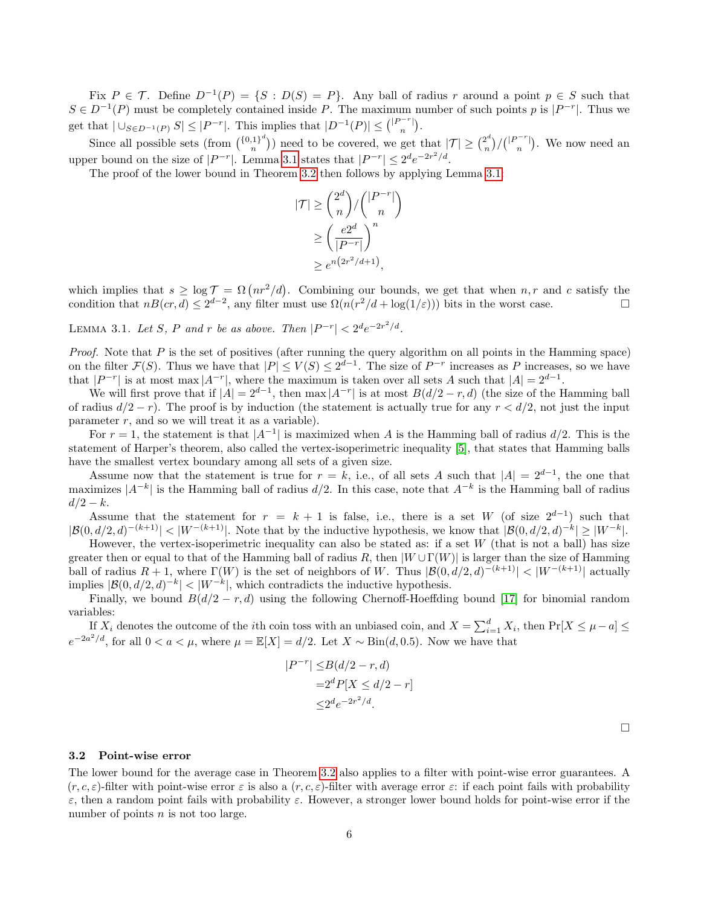Fix $P \in \mathcal{T}$. Define $D^{-1}(P) = \{S : D(S) = P\}$. Any ball of radius $r$ around a point $p \in S$ such that $S \in D^{-1}(P)$ must be completely contained inside $P$. The maximum number of such points $p$ is $|P^{-r}|$. Thus we get that $| \cup_{S \in D^{-1}(P)} S| \leq |P^{-r}|$. This implies that $|D^{-1}(P)| \leq \binom{|P^{-r}|}{n}$.

Since all possible sets (from $\binom{\{0,1\}^d}{n}$) need to be covered, we get that $|\mathcal{T}| \geq \binom{2^d}{n} / \binom{|P^{-r}|}{n}$. We now need an upper bound on the size of $|P^{-r}|$. Lemma 3.1 states that $|P^{-r}| \leq 2^d e^{-2r^2/d}$.

The proof of the lower bound in Theorem 3.2 then follows by applying Lemma 3.1:

$$
\begin{aligned}
|\mathcal{T}| &\geq \binom{2^d}{n} / \binom{|P^{-r}|}{n} \\
&\geq \left( \frac{e2^d}{|P^{-r}|} \right)^n \\
&\geq e^{n\left(2r^2/d+1\right)},
\end{aligned}
$$

which implies that $s \geq \log \mathcal{T} = \Omega\left(nr^2/d\right)$. Combining our bounds, we get that when $n, r$ and $c$ satisfy the condition that $nB(cr, d) \leq 2^{d-2}$, any filter must use $\Omega(n(r^2/d + \log(1/\varepsilon)))$ bits in the worst case. □

Lemma 3.1. *Let $S$, $P$ and $r$ be as above. Then $|P^{-r}| < 2^d e^{-2r^2/d}$.*

*Proof.* Note that $P$ is the set of positives (after running the query algorithm on all points in the Hamming space) on the filter $\mathcal{F}(S)$. Thus we have that $|P| \leq V(S) \leq 2^{d-1}$. The size of $P^{-r}$ increases as $P$ increases, so we have that $|P^{-r}|$ is at most $\max |A^{-r}|$, where the maximum is taken over all sets $A$ such that $|A| = 2^{d-1}$.

We will first prove that if $|A| = 2^{d-1}$, then $\max |A^{-r}|$ is at most $B(d/2 - r, d)$ (the size of the Hamming ball of radius $d/2 - r$). The proof is by induction (the statement is actually true for any $r < d/2$, not just the input parameter $r$, and so we will treat it as a variable).

For $r = 1$, the statement is that $|A^{-1}|$ is maximized when $A$ is the Hamming ball of radius $d/2$. This is the statement of Harper's theorem, also called the vertex-isoperimetric inequality [5], that states that Hamming balls have the smallest vertex boundary among all sets of a given size.

Assume now that the statement is true for $r = k$, i.e., of all sets $A$ such that $|A| = 2^{d-1}$, the one that maximizes $|A^{-k}|$ is the Hamming ball of radius $d/2$. In this case, note that $A^{-k}$ is the Hamming ball of radius $d/2 - k$.

Assume that the statement for $r = k+1$ is false, i.e., there is a set $W$ (of size $2^{d-1}$) such that $|\mathcal{B}(0, d/2, d)^{-(k+1)}| < |W^{-(k+1)}|$. Note that by the inductive hypothesis, we know that $|\mathcal{B}(0, d/2, d)^{-k}| \geq |W^{-k}|$. However, the vertex-isoperimetric inequality can also be stated as: if a set $W$ (that is not a ball) has size greater then or equal to that of the Hamming ball of radius $R$, then $|W \cup \Gamma(W)|$ is larger than the size of Hamming ball of radius $R+1$, where $\Gamma(W)$ is the set of neighbors of $W$. Thus $|\mathcal{B}(0, d/2, d)^{-(k+1)}| < |W^{-(k+1)}|$ actually implies $|\mathcal{B}(0, d/2, d)^{-k}| < |W^{-k}|$, which contradicts the inductive hypothesis.

Finally, we bound $B(d/2 - r, d)$ using the following Chernoff-Hoeffding bound [17] for binomial random variables:

If $X_i$ denotes the outcome of the $i$th coin toss with an unbiased coin, and $X = \sum_{i=1}^{d} X_i$, then $\Pr[X \leq \mu - a] \leq e^{-2a^2/d}$, for all $0 < a < \mu$, where $\mu = \mathbb{E}[X] = d/2$. Let $X \sim \text{Bin}(d, 0.5)$. Now we have that

$$
\begin{aligned}
|P^{-r}| \leq & B(d/2 - r, d) \\
= & 2^d P[X \leq d/2 - r] \\
\leq & 2^d e^{-2r^2/d}.
\end{aligned}
$$

□

### 3.2 Point-wise error

The lower bound for the average case in Theorem 3.2 also applies to a filter with point-wise error guarantees. A $(r, c, \varepsilon)$-filter with point-wise error $\varepsilon$ is also a $(r, c, \varepsilon)$-filter with average error $\varepsilon$: if each point fails with probability $\varepsilon$, then a random point fails with probability $\varepsilon$. However, a stronger lower bound holds for point-wise error if the number of points $n$ is not too large.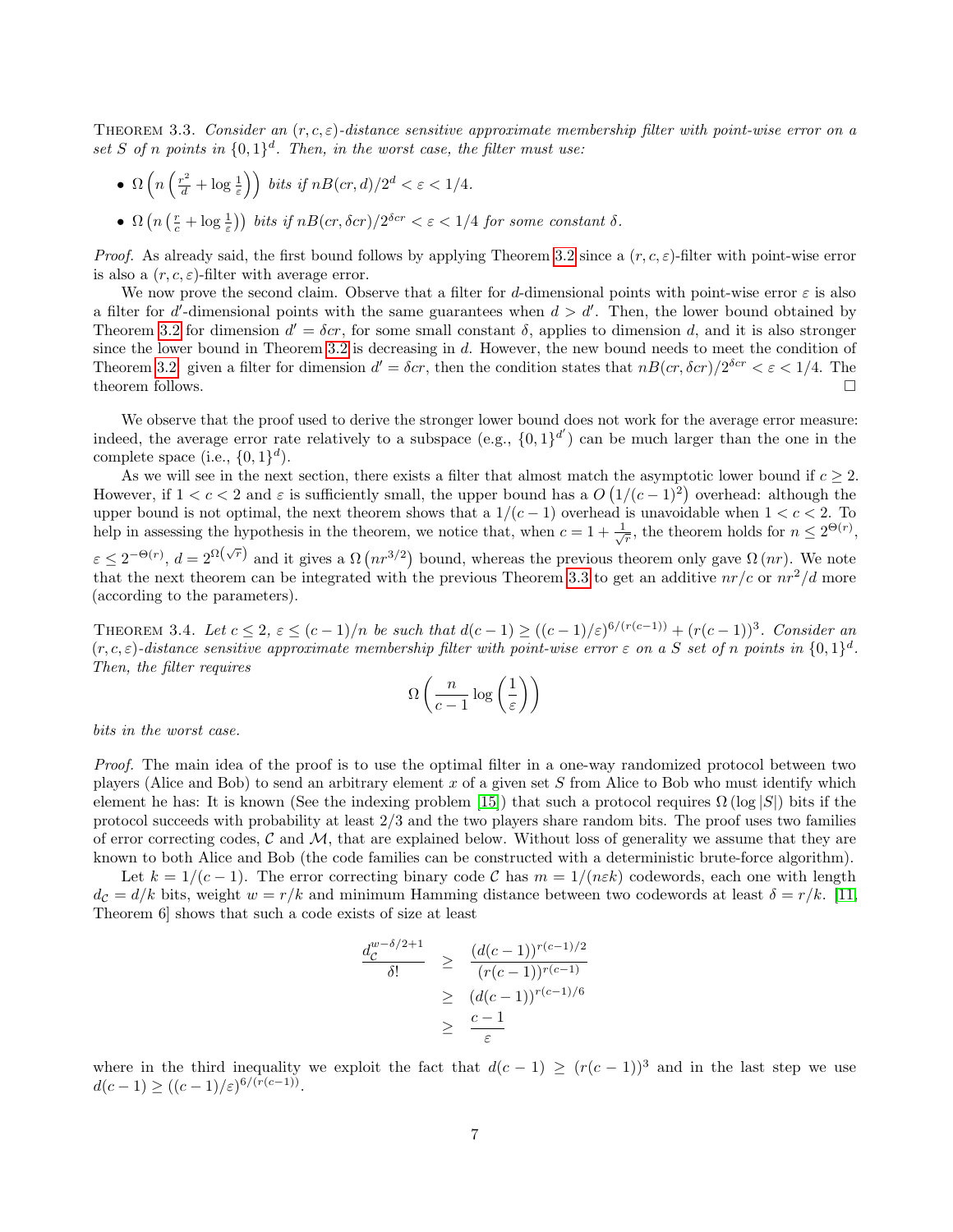THEOREM 3.3. *Consider an $(r, c, \varepsilon)$-distance sensitive approximate membership filter with point-wise error on a set $S$ of $n$ points in $\{0,1\}^d$. Then, in the worst case, the filter must use:*

- $\Omega\left(n\left(\frac{r^2}{d} + \log\frac{1}{\varepsilon}\right)\right)$ *bits if* $nB(cr, d)/2^d < \varepsilon < 1/4$.
- $\Omega\left(n\left(\frac{r}{c} + \log\frac{1}{\varepsilon}\right)\right)$ *bits if* $nB(cr, \delta cr)/2^{\delta cr} < \varepsilon < 1/4$ *for some constant* $\delta$.

*Proof.* As already said, the first bound follows by applying Theorem 3.2 since a $(r, c, \varepsilon)$-filter with point-wise error is also a $(r, c, \varepsilon)$-filter with average error.

We now prove the second claim. Observe that a filter for $d$-dimensional points with point-wise error $\varepsilon$ is also a filter for $d'$-dimensional points with the same guarantees when $d > d'$. Then, the lower bound obtained by Theorem 3.2 for dimension $d' = \delta cr$, for some small constant $\delta$, applies to dimension $d$, and it is also stronger since the lower bound in Theorem 3.2 is decreasing in $d$. However, the new bound needs to meet the condition of Theorem 3.2: given a filter for dimension $d' = \delta cr$, then the condition states that $nB(cr, \delta cr)/2^{\delta cr} < \varepsilon < 1/4$. The theorem follows. □

We observe that the proof used to derive the stronger lower bound does not work for the average error measure: indeed, the average error rate relatively to a subspace (e.g., $\{0,1\}^{d'}$) can be much larger than the one in the complete space (i.e., $\{0,1\}^d$).

As we will see in the next section, there exists a filter that almost match the asymptotic lower bound if $c \geq 2$. However, if $1 < c < 2$ and $\varepsilon$ is sufficiently small, the upper bound has a $O\left(1/(c-1)^2\right)$ overhead: although the upper bound is not optimal, the next theorem shows that a $1/(c-1)$ overhead is unavoidable when $1 < c < 2$. To help in assessing the hypothesis in the theorem, we notice that, when $c = 1 + \frac{1}{\sqrt{r}}$, the theorem holds for $n \leq 2^{\Theta(r)}$, $\varepsilon \leq 2^{-\Theta(r)}$, $d = 2^{\Omega(\sqrt{r})}$ and it gives a $\Omega\left(nr^{3/2}\right)$ bound, whereas the previous theorem only gave $\Omega\left(nr\right)$. We note that the next theorem can be integrated with the previous Theorem 3.3 to get an additive $nr/c$ or $nr^2/d$ more (according to the parameters).

THEOREM 3.4. *Let $c \leq 2$, $\varepsilon \leq (c-1)/n$ be such that $d(c-1) \geq ((c-1)/\varepsilon)^{6/(r(c-1))} + (r(c-1))^3$. Consider an $(r, c, \varepsilon)$-distance sensitive approximate membership filter with point-wise error $\varepsilon$ on a $S$ set of $n$ points in $\{0,1\}^d$. Then, the filter requires*

$$\Omega\left(\frac{n}{c-1}\log\left(\frac{1}{\varepsilon}\right)\right)$$

*bits in the worst case.*

*Proof.* The main idea of the proof is to use the optimal filter in a one-way randomized protocol between two players (Alice and Bob) to send an arbitrary element $x$ of a given set $S$ from Alice to Bob who must identify which element he has: It is known (See the indexing problem [15]) that such a protocol requires $\Omega\left(\log|S|\right)$ bits if the protocol succeeds with probability at least $2/3$ and the two players share random bits. The proof uses two families of error correcting codes, $\mathcal{C}$ and $\mathcal{M}$, that are explained below. Without loss of generality we assume that they are known to both Alice and Bob (the code families can be constructed with a deterministic brute-force algorithm).

Let $k = 1/(c-1)$. The error correcting binary code $\mathcal{C}$ has $m = 1/(n\varepsilon k)$ codewords, each one with length $d_{\mathcal{C}} = d/k$ bits, weight $w = r/k$ and minimum Hamming distance between two codewords at least $\delta = r/k$. [11, Theorem 6] shows that such a code exists of size at least

$$\begin{aligned}
\frac{d_{\mathcal{C}}^{w-\delta/2+1}}{\delta!} &\geq \frac{(d(c-1))^{r(c-1)/2}}{(r(c-1))^{r(c-1)}} \\
&\geq (d(c-1))^{r(c-1)/6} \\
&\geq \frac{c-1}{\varepsilon}
\end{aligned}$$

where in the third inequality we exploit the fact that $d(c-1) \geq (r(c-1))^3$ and in the last step we use $d(c-1) \geq ((c-1)/\varepsilon)^{6/(r(c-1))}$.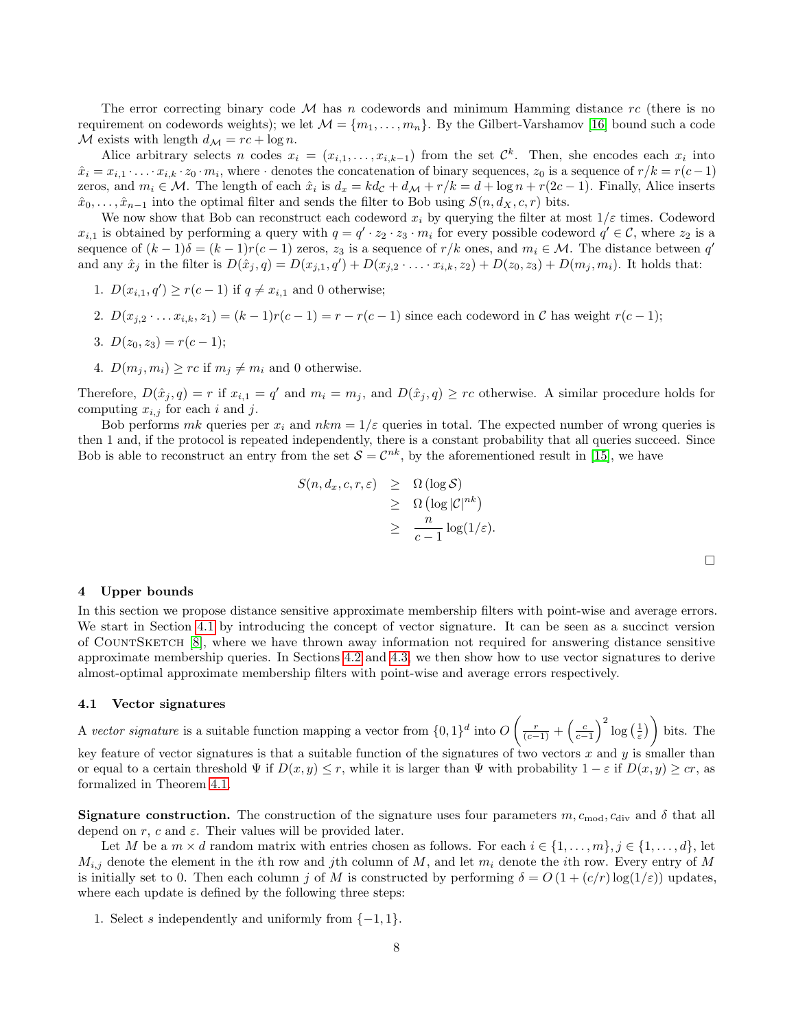The error correcting binary code $\mathcal{M}$ has $n$ codewords and minimum Hamming distance $rc$ (there is no requirement on codewords weights); we let $\mathcal{M} = \{m_1, \ldots, m_n\}$. By the Gilbert-Varshamov [16] bound such a code $\mathcal{M}$ exists with length $d_{\mathcal{M}} = rc + \log n$.

Alice arbitrary selects $n$ codes $x_i = (x_{i,1}, \ldots, x_{i,k-1})$ from the set $\mathcal{C}^k$. Then, she encodes each $x_i$ into $\hat{x}_i = x_{i,1} \cdot \ldots \cdot x_{i,k} \cdot z_0 \cdot m_i$, where $\cdot$ denotes the concatenation of binary sequences, $z_0$ is a sequence of $r/k = r(c-1)$ zeros, and $m_i \in \mathcal{M}$. The length of each $\hat{x}_i$ is $d_x = kd_{\mathcal{C}} + d_{\mathcal{M}} + r/k = d + \log n + r(2c-1)$. Finally, Alice inserts $\hat{x}_0, \ldots, \hat{x}_{n-1}$ into the optimal filter and sends the filter to Bob using $S(n, d_X, c, r)$ bits.

We now show that Bob can reconstruct each codeword $x_i$ by querying the filter at most $1/\varepsilon$ times. Codeword $x_{i,1}$ is obtained by performing a query with $q = q' \cdot z_2 \cdot z_3 \cdot m_i$ for every possible codeword $q' \in \mathcal{C}$, where $z_2$ is a sequence of $(k-1)\delta = (k-1)r(c-1)$ zeros, $z_3$ is a sequence of $r/k$ ones, and $m_i \in \mathcal{M}$. The distance between $q'$ and any $\hat{x}_j$ in the filter is $D(\hat{x}_j, q) = D(x_{j,1}, q') + D(x_{j,2} \cdot \ldots \cdot x_{i,k}, z_2) + D(z_0, z_3) + D(m_j, m_i)$. It holds that:

1. $D(x_{i,1}, q') \geq r(c-1)$ if $q \neq x_{i,1}$ and 0 otherwise;
2. $D(x_{j,2} \cdot \ldots x_{i,k}, z_1) = (k-1)r(c-1) = r - r(c-1)$ since each codeword in $\mathcal{C}$ has weight $r(c-1)$;
3. $D(z_0, z_3) = r(c-1)$;
4. $D(m_j, m_i) \geq rc$ if $m_j \neq m_i$ and 0 otherwise.

Therefore, $D(\hat{x}_j, q) = r$ if $x_{i,1} = q'$ and $m_i = m_j$, and $D(\hat{x}_j, q) \geq rc$ otherwise. A similar procedure holds for computing $x_{i,j}$ for each $i$ and $j$.

Bob performs $mk$ queries per $x_i$ and $nkm = 1/\varepsilon$ queries in total. The expected number of wrong queries is then 1 and, if the protocol is repeated independently, there is a constant probability that all queries succeed. Since Bob is able to reconstruct an entry from the set $\mathcal{S} = \mathcal{C}^{nk}$, by the aforementioned result in [15], we have

$$
\begin{aligned}
S(n, d_x, c, r, \varepsilon) &\geq \Omega\left(\log \mathcal{S}\right) \\
&\geq \Omega\left(\log |\mathcal{C}|^{nk}\right) \\
&\geq \frac{n}{c-1} \log(1/\varepsilon).
\end{aligned}
$$

□

## 4 Upper bounds

In this section we propose distance sensitive approximate membership filters with point-wise and average errors. We start in Section 4.1 by introducing the concept of vector signature. It can be seen as a succinct version of CountSketch [8], where we have thrown away information not required for answering distance sensitive approximate membership queries. In Sections 4.2 and 4.3, we then show how to use vector signatures to derive almost-optimal approximate membership filters with point-wise and average errors respectively.

### 4.1 Vector signatures

A *vector signature* is a suitable function mapping a vector from $\{0,1\}^d$ into $O\left(\frac{r}{(c-1)} + \left(\frac{c}{c-1}\right)^2 \log\left(\frac{1}{\varepsilon}\right)\right)$ bits. The key feature of vector signatures is that a suitable function of the signatures of two vectors $x$ and $y$ is smaller than or equal to a certain threshold $\Psi$ if $D(x,y) \leq r$, while it is larger than $\Psi$ with probability $1 - \varepsilon$ if $D(x,y) \geq cr$, as formalized in Theorem 4.1.

**Signature construction.** The construction of the signature uses four parameters $m, c_{\text{mod}}, c_{\text{div}}$ and $\delta$ that all depend on $r$, $c$ and $\varepsilon$. Their values will be provided later.

Let $M$ be a $m \times d$ random matrix with entries chosen as follows. For each $i \in \{1, \ldots, m\}, j \in \{1, \ldots, d\}$, let $M_{i,j}$ denote the element in the $i$th row and $j$th column of $M$, and let $m_i$ denote the $i$th row. Every entry of $M$ is initially set to 0. Then each column $j$ of $M$ is constructed by performing $\delta = O\left(1 + (c/r)\log(1/\varepsilon)\right)$ updates, where each update is defined by the following three steps:

1. Select $s$ independently and uniformly from $\{-1, 1\}$.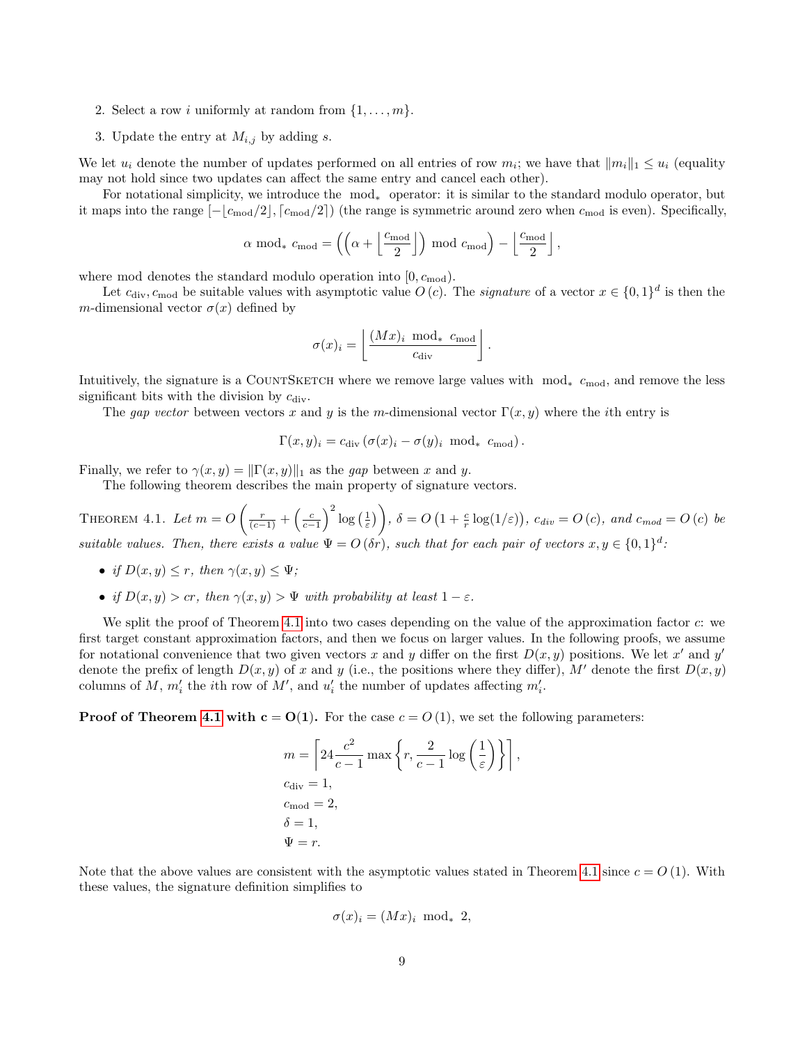2. Select a row $i$ uniformly at random from $\{1, \ldots, m\}$.
3. Update the entry at $M_{i,j}$ by adding $s$.

We let $u_i$ denote the number of updates performed on all entries of row $m_i$; we have that $\|m_i\|_1 \leq u_i$ (equality may not hold since two updates can affect the same entry and cancel each other).

For notational simplicity, we introduce the $\bmod_*$ operator: it is similar to the standard modulo operator, but it maps into the range $[-\lfloor c_{\text{mod}}/2 \rfloor, \lceil c_{\text{mod}}/2 \rceil)$ (the range is symmetric around zero when $c_{\text{mod}}$ is even). Specifically,

$$\alpha \bmod_* c_{\text{mod}} = \left( \left( \alpha + \left\lfloor \frac{c_{\text{mod}}}{2} \right\rfloor \right) \bmod c_{\text{mod}} \right) - \left\lfloor \frac{c_{\text{mod}}}{2} \right\rfloor,$$

where mod denotes the standard modulo operation into $[0, c_{\text{mod}})$.

Let $c_{\text{div}}, c_{\text{mod}}$ be suitable values with asymptotic value $O(c)$. The *signature* of a vector $x \in \{0,1\}^d$ is then the $m$-dimensional vector $\sigma(x)$ defined by

$$\sigma(x)_i = \left\lfloor \frac{(Mx)_i \bmod_* c_{\text{mod}}}{c_{\text{div}}} \right\rfloor.$$

Intuitively, the signature is a CountSketch where we remove large values with $\bmod_* c_{\text{mod}}$, and remove the less significant bits with the division by $c_{\text{div}}$.

The *gap vector* between vectors $x$ and $y$ is the $m$-dimensional vector $\Gamma(x, y)$ where the $i$th entry is

$$\Gamma(x, y)_i = c_{\text{div}} \left( \sigma(x)_i - \sigma(y)_i \bmod_* c_{\text{mod}} \right).$$

Finally, we refer to $\gamma(x, y) = \|\Gamma(x, y)\|_1$ as the *gap* between $x$ and $y$.

The following theorem describes the main property of signature vectors.

Theorem 4.1. *Let* $m = O\left( \frac{r}{(c-1)} + \left( \frac{c}{c-1} \right)^2 \log\left( \frac{1}{\varepsilon} \right) \right)$, $\delta = O\left(1 + \frac{c}{r} \log(1/\varepsilon)\right)$, $c_{div} = O(c)$, *and* $c_{mod} = O(c)$ *be suitable values. Then, there exists a value* $\Psi = O(\delta r)$, *such that for each pair of vectors* $x, y \in \{0,1\}^d$:

- *if* $D(x, y) \leq r$, *then* $\gamma(x, y) \leq \Psi$;
- *if* $D(x, y) > cr$, *then* $\gamma(x, y) > \Psi$ *with probability at least* $1 - \varepsilon$.

We split the proof of Theorem 4.1 into two cases depending on the value of the approximation factor $c$: we first target constant approximation factors, and then we focus on larger values. In the following proofs, we assume for notational convenience that two given vectors $x$ and $y$ differ on the first $D(x, y)$ positions. We let $x'$ and $y'$ denote the prefix of length $D(x, y)$ of $x$ and $y$ (i.e., the positions where they differ), $M'$ denote the first $D(x, y)$ columns of $M$, $m'_i$ the $i$th row of $M'$, and $u'_i$ the number of updates affecting $m'_i$.

**Proof of Theorem 4.1 with $\mathbf{c = O(1)}$.** For the case $c = O(1)$, we set the following parameters:

$$\begin{aligned}
m &= \left\lceil 24 \frac{c^2}{c-1} \max\left\{ r, \frac{2}{c-1} \log\left( \frac{1}{\varepsilon} \right) \right\} \right\rceil, \\
c_{\text{div}} &= 1, \\
c_{\text{mod}} &= 2, \\
\delta &= 1, \\
\Psi &= r.
\end{aligned}$$

Note that the above values are consistent with the asymptotic values stated in Theorem 4.1 since $c = O(1)$. With these values, the signature definition simplifies to

$$\sigma(x)_i = (Mx)_i \bmod_* 2,$$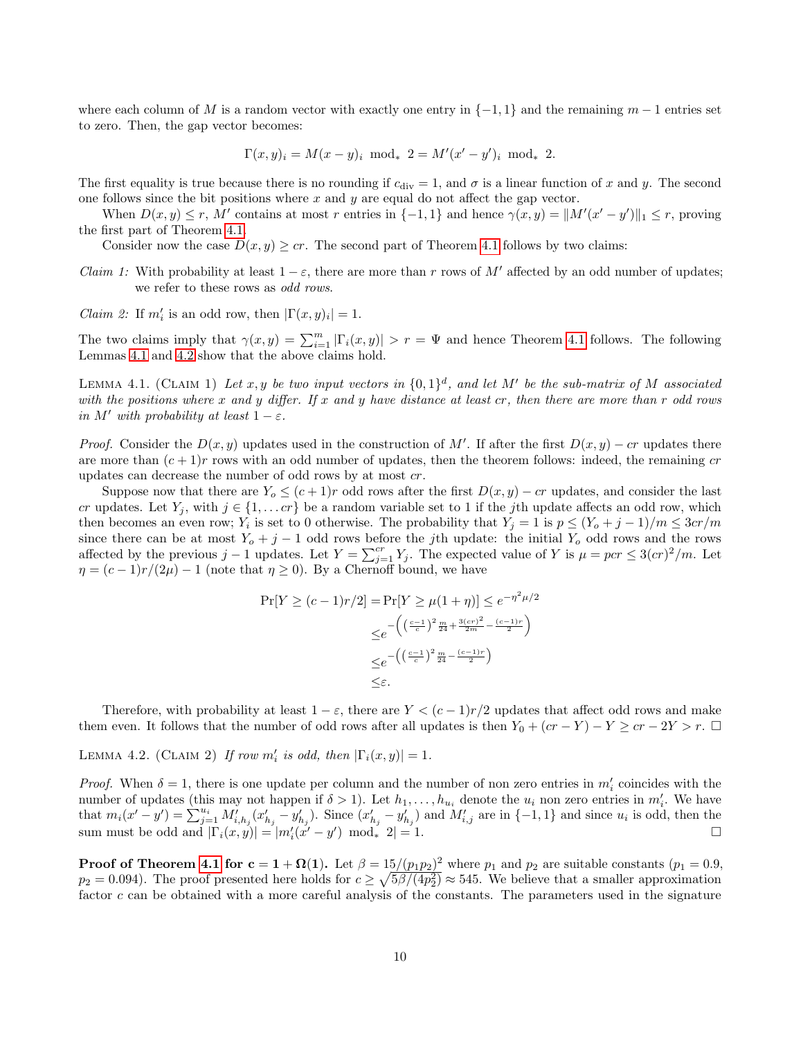where each column of $M$ is a random vector with exactly one entry in $\{-1, 1\}$ and the remaining $m-1$ entries set to zero. Then, the gap vector becomes:

$$\Gamma(x, y)_i = M(x - y)_i \mod_* 2 = M'(x' - y')_i \mod_* 2.$$

The first equality is true because there is no rounding if $c_{\text{div}} = 1$, and $\sigma$ is a linear function of $x$ and $y$. The second one follows since the bit positions where $x$ and $y$ are equal do not affect the gap vector.

When $D(x, y) \le r$, $M'$ contains at most $r$ entries in $\{-1, 1\}$ and hence $\gamma(x, y) = \|M'(x' - y')\|_1 \le r$, proving the first part of Theorem 4.1.

Consider now the case $D(x, y) \ge cr$. The second part of Theorem 4.1 follows by two claims:

*Claim 1:* With probability at least $1 - \varepsilon$, there are more than $r$ rows of $M'$ affected by an odd number of updates; we refer to these rows as *odd rows*.

*Claim 2:* If $m'_i$ is an odd row, then $|\Gamma(x, y)_i| = 1$.

The two claims imply that $\gamma(x, y) = \sum_{i=1}^{m} |\Gamma_i(x, y)| > r = \Psi$ and hence Theorem 4.1 follows. The following Lemmas 4.1 and 4.2 show that the above claims hold.

Lemma 4.1. (Claim 1) *Let $x, y$ be two input vectors in $\{0, 1\}^d$, and let $M'$ be the sub-matrix of $M$ associated with the positions where $x$ and $y$ differ. If $x$ and $y$ have distance at least $cr$, then there are more than $r$ odd rows in $M'$ with probability at least $1 - \varepsilon$.*

*Proof.* Consider the $D(x, y)$ updates used in the construction of $M'$. If after the first $D(x, y) - cr$ updates there are more than $(c + 1)r$ rows with an odd number of updates, then the theorem follows: indeed, the remaining $cr$ updates can decrease the number of odd rows by at most $cr$.

Suppose now that there are $Y_o \le (c + 1)r$ odd rows after the first $D(x, y) - cr$ updates, and consider the last $cr$ updates. Let $Y_j$, with $j \in \{1, \ldots cr\}$ be a random variable set to 1 if the $j$th update affects an odd row, which then becomes an even row; $Y_i$ is set to 0 otherwise. The probability that $Y_j = 1$ is $p \le (Y_o + j - 1)/m \le 3cr/m$ since there can be at most $Y_o + j - 1$ odd rows before the $j$th update: the initial $Y_o$ odd rows and the rows affected by the previous $j - 1$ updates. Let $Y = \sum_{j=1}^{cr} Y_j$. The expected value of $Y$ is $\mu = pcr \le 3(cr)^2/m$. Let $\eta = (c - 1)r/(2\mu) - 1$ (note that $\eta \ge 0$). By a Chernoff bound, we have

$$\begin{aligned}
\Pr[Y \ge (c-1)r/2] &= \Pr[Y \ge \mu(1 + \eta)] \le e^{-\eta^2 \mu / 2} \\
&\le e^{-\left(\left(\frac{c-1}{c}\right)^2 \frac{m}{24} + \frac{3(cr)^2}{2m} - \frac{(c-1)r}{2}\right)} \\
&\le e^{-\left(\left(\frac{c-1}{c}\right)^2 \frac{m}{24} - \frac{(c-1)r}{2}\right)} \\
&\le \varepsilon.
\end{aligned}$$

Therefore, with probability at least $1 - \varepsilon$, there are $Y < (c - 1)r/2$ updates that affect odd rows and make them even. It follows that the number of odd rows after all updates is then $Y_0 + (cr - Y) - Y \ge cr - 2Y > r$. $\square$

Lemma 4.2. (Claim 2) *If row $m'_i$ is odd, then $|\Gamma_i(x, y)| = 1$.*

*Proof.* When $\delta = 1$, there is one update per column and the number of non zero entries in $m'_i$ coincides with the number of updates (this may not happen if $\delta > 1$). Let $h_1, \ldots, h_{u_i}$ denote the $u_i$ non zero entries in $m'_i$. We have that $m_i(x' - y') = \sum_{j=1}^{u_i} M'_{i,h_j}(x'_{h_j} - y'_{h_j})$. Since $(x'_{h_j} - y'_{h_j})$ and $M'_{i,j}$ are in $\{-1, 1\}$ and since $u_i$ is odd, then the sum must be odd and $|\Gamma_i(x, y)| = |m'_i(x' - y') \mod_* 2| = 1$. $\square$

**Proof of Theorem 4.1 for $\mathbf{c = 1 + \Omega(1)}$.** Let $\beta = 15/(p_1 p_2)^2$ where $p_1$ and $p_2$ are suitable constants ($p_1 = 0.9$, $p_2 = 0.094$). The proof presented here holds for $c \ge \sqrt{5\beta/(4p_2^2)} \approx 545$. We believe that a smaller approximation factor $c$ can be obtained with a more careful analysis of the constants. The parameters used in the signature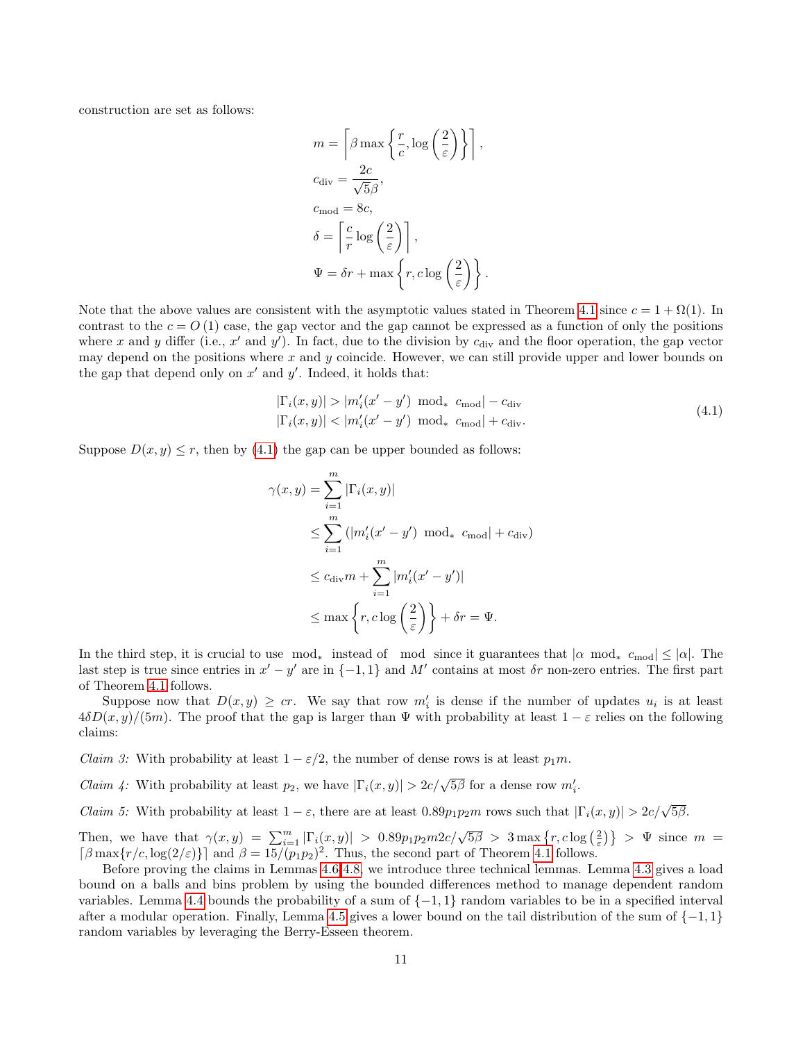construction are set as follows:

$$m = \left\lceil \beta \max\left\{\frac{r}{c}, \log\left(\frac{2}{\varepsilon}\right)\right\}\right\rceil,$$

$$c_{\text{div}} = \frac{2c}{\sqrt{5}\beta},$$

$$c_{\text{mod}} = 8c,$$

$$\delta = \left\lceil \frac{c}{r} \log\left(\frac{2}{\varepsilon}\right)\right\rceil,$$

$$\Psi = \delta r + \max\left\{r, c\log\left(\frac{2}{\varepsilon}\right)\right\}.$$

Note that the above values are consistent with the asymptotic values stated in Theorem 4.1 since $c = 1 + \Omega(1)$. In contrast to the $c = O(1)$ case, the gap vector and the gap cannot be expressed as a function of only the positions where $x$ and $y$ differ (i.e., $x'$ and $y'$). In fact, due to the division by $c_{\text{div}}$ and the floor operation, the gap vector may depend on the positions where $x$ and $y$ coincide. However, we can still provide upper and lower bounds on the gap that depend only on $x'$ and $y'$. Indeed, it holds that:

$$\begin{aligned} |\Gamma_i(x,y)| &> |m_i'(x'-y') \bmod_* c_{\text{mod}}| - c_{\text{div}} \\ |\Gamma_i(x,y)| &< |m_i'(x'-y') \bmod_* c_{\text{mod}}| + c_{\text{div}}. \end{aligned} \tag{4.1}$$

Suppose $D(x,y) \leq r$, then by (4.1) the gap can be upper bounded as follows:

$$\begin{aligned} \gamma(x,y) &= \sum_{i=1}^{m} |\Gamma_i(x,y)| \\ &\leq \sum_{i=1}^{m} \left(|m_i'(x'-y') \bmod_* c_{\text{mod}}| + c_{\text{div}}\right) \\ &\leq c_{\text{div}} m + \sum_{i=1}^{m} |m_i'(x'-y')| \\ &\leq \max\left\{r, c\log\left(\frac{2}{\varepsilon}\right)\right\} + \delta r = \Psi. \end{aligned}$$

In the third step, it is crucial to use $\bmod_*$ instead of $\bmod$ since it guarantees that $|\alpha \bmod_* c_{\text{mod}}| \leq |\alpha|$. The last step is true since entries in $x'-y'$ are in $\{-1,1\}$ and $M'$ contains at most $\delta r$ non-zero entries. The first part of Theorem 4.1 follows.

Suppose now that $D(x,y) \geq cr$. We say that row $m_i'$ is dense if the number of updates $u_i$ is at least $4\delta D(x,y)/(5m)$. The proof that the gap is larger than $\Psi$ with probability at least $1-\varepsilon$ relies on the following claims:

*Claim 3:* With probability at least $1-\varepsilon/2$, the number of dense rows is at least $p_1 m$.

*Claim 4:* With probability at least $p_2$, we have $|\Gamma_i(x,y)| > 2c/\sqrt{5\beta}$ for a dense row $m_i'$.

*Claim 5:* With probability at least $1-\varepsilon$, there are at least $0.89p_1p_2m$ rows such that $|\Gamma_i(x,y)| > 2c/\sqrt{5\beta}$.

Then, we have that $\gamma(x,y) = \sum_{i=1}^{m} |\Gamma_i(x,y)| > 0.89p_1p_2m2c/\sqrt{5\beta} > 3\max\left\{r, c\log\left(\frac{2}{\varepsilon}\right)\right\} > \Psi$ since $m = \lceil \beta \max\{r/c, \log(2/\varepsilon)\}\rceil$ and $\beta = 15/(p_1p_2)^2$. Thus, the second part of Theorem 4.1 follows.

Before proving the claims in Lemmas 4.6-4.8, we introduce three technical lemmas. Lemma 4.3 gives a load bound on a balls and bins problem by using the bounded differences method to manage dependent random variables. Lemma 4.4 bounds the probability of a sum of $\{-1,1\}$ random variables to be in a specified interval after a modular operation. Finally, Lemma 4.5 gives a lower bound on the tail distribution of the sum of $\{-1,1\}$ random variables by leveraging the Berry-Esseen theorem.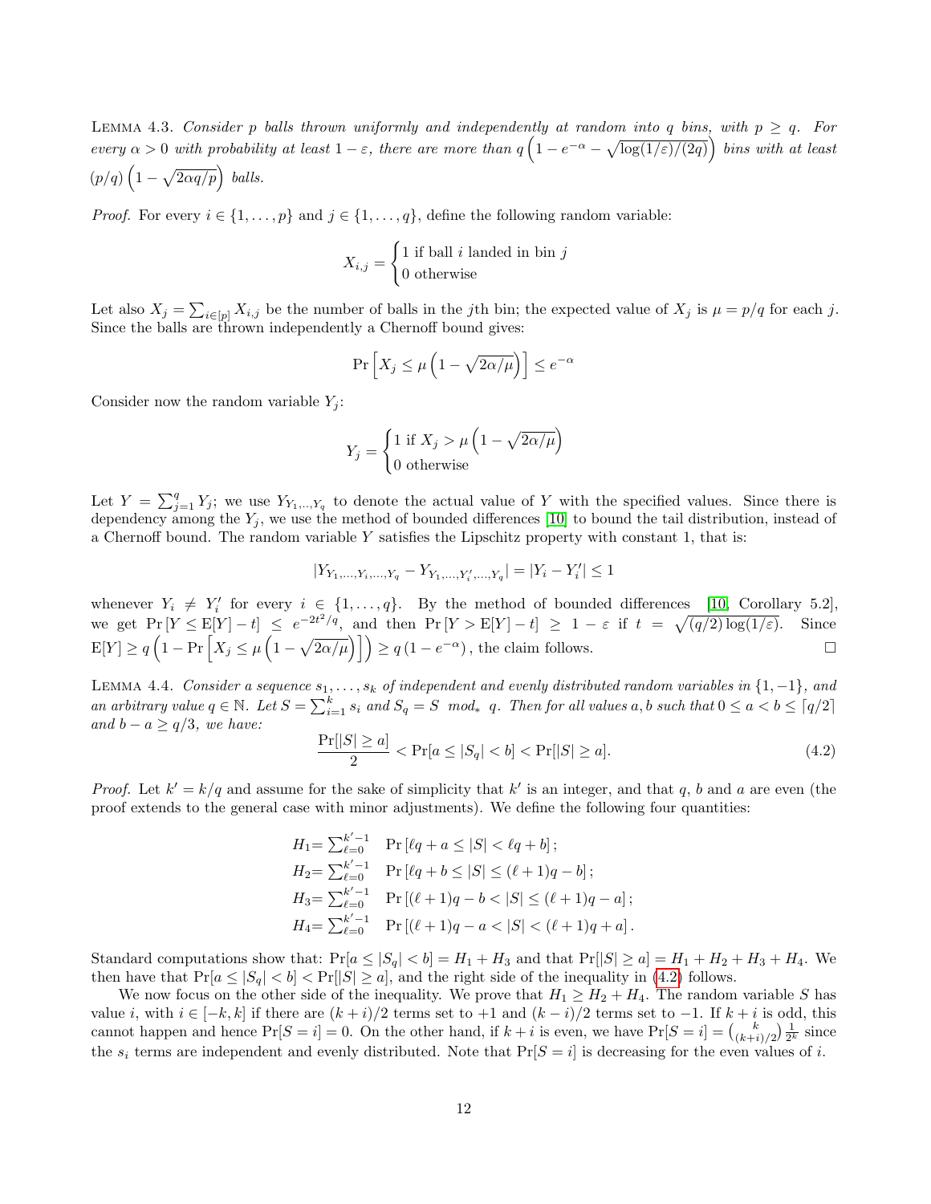LEMMA 4.3. *Consider $p$ balls thrown uniformly and independently at random into $q$ bins, with $p \geq q$. For every $\alpha > 0$ with probability at least $1 - \varepsilon$, there are more than $q\left(1 - e^{-\alpha} - \sqrt{\log(1/\varepsilon)/(2q)}\right)$ bins with at least $(p/q)\left(1 - \sqrt{2\alpha q/p}\right)$ balls.*

*Proof.* For every $i \in \{1, \ldots, p\}$ and $j \in \{1, \ldots, q\}$, define the following random variable:

$$X_{i,j} = \begin{cases} 1 \text{ if ball } i \text{ landed in bin } j \\ 0 \text{ otherwise} \end{cases}$$

Let also $X_j = \sum_{i \in [p]} X_{i,j}$ be the number of balls in the $j$th bin; the expected value of $X_j$ is $\mu = p/q$ for each $j$. Since the balls are thrown independently a Chernoff bound gives:

$$\Pr\left[X_j \leq \mu\left(1 - \sqrt{2\alpha/\mu}\right)\right] \leq e^{-\alpha}$$

Consider now the random variable $Y_j$:

$$Y_j = \begin{cases} 1 \text{ if } X_j > \mu\left(1 - \sqrt{2\alpha/\mu}\right) \\ 0 \text{ otherwise} \end{cases}$$

Let $Y = \sum_{j=1}^{q} Y_j$; we use $Y_{Y_1,\ldots,Y_q}$ to denote the actual value of $Y$ with the specified values. Since there is dependency among the $Y_j$, we use the method of bounded differences [10] to bound the tail distribution, instead of a Chernoff bound. The random variable $Y$ satisfies the Lipschitz property with constant 1, that is:

$$|Y_{Y_1,\ldots,Y_i,\ldots,Y_q} - Y_{Y_1,\ldots,Y_i',\ldots,Y_q}| = |Y_i - Y_i'| \leq 1$$

whenever $Y_i \neq Y_i'$ for every $i \in \{1, \ldots, q\}$. By the method of bounded differences [10, Corollary 5.2], we get $\Pr\left[Y \leq \mathrm{E}[Y] - t\right] \leq e^{-2t^2/q}$, and then $\Pr\left[Y > \mathrm{E}[Y] - t\right] \geq 1 - \varepsilon$ if $t = \sqrt{(q/2)\log(1/\varepsilon)}$. Since $\mathrm{E}[Y] \geq q\left(1 - \Pr\left[X_j \leq \mu\left(1 - \sqrt{2\alpha/\mu}\right)\right]\right) \geq q\left(1 - e^{-\alpha}\right)$, the claim follows. $\square$

LEMMA 4.4. *Consider a sequence $s_1, \ldots, s_k$ of independent and evenly distributed random variables in $\{1, -1\}$, and an arbitrary value $q \in \mathbb{N}$. Let $S = \sum_{i=1}^{k} s_i$ and $S_q = S \mod_* q$. Then for all values $a, b$ such that $0 \leq a < b \leq \lceil q/2 \rceil$ and $b - a \geq q/3$, we have:*

$$\frac{\Pr[|S| \geq a]}{2} < \Pr[a \leq |S_q| < b] < \Pr[|S| \geq a]. \tag{4.2}$$

*Proof.* Let $k' = k/q$ and assume for the sake of simplicity that $k'$ is an integer, and that $q$, $b$ and $a$ are even (the proof extends to the general case with minor adjustments). We define the following four quantities:

$$\begin{aligned}
H_1 &= \textstyle\sum_{\ell=0}^{k'-1} \quad \Pr\left[\ell q + a \leq |S| < \ell q + b\right]; \\
H_2 &= \textstyle\sum_{\ell=0}^{k'-1} \quad \Pr\left[\ell q + b \leq |S| \leq (\ell+1)q - b\right]; \\
H_3 &= \textstyle\sum_{\ell=0}^{k'-1} \quad \Pr\left[(\ell+1)q - b < |S| \leq (\ell+1)q - a\right]; \\
H_4 &= \textstyle\sum_{\ell=0}^{k'-1} \quad \Pr\left[(\ell+1)q - a < |S| < (\ell+1)q + a\right].
\end{aligned}$$

Standard computations show that: $\Pr[a \leq |S_q| < b] = H_1 + H_3$ and that $\Pr[|S| \geq a] = H_1 + H_2 + H_3 + H_4$. We then have that $\Pr[a \leq |S_q| < b] < \Pr[|S| \geq a]$, and the right side of the inequality in (4.2) follows.

We now focus on the other side of the inequality. We prove that $H_1 \geq H_2 + H_4$. The random variable $S$ has value $i$, with $i \in [-k, k]$ if there are $(k+i)/2$ terms set to $+1$ and $(k-i)/2$ terms set to $-1$. If $k+i$ is odd, this cannot happen and hence $\Pr[S = i] = 0$. On the other hand, if $k + i$ is even, we have $\Pr[S = i] = \binom{k}{(k+i)/2}\frac{1}{2^k}$ since the $s_i$ terms are independent and evenly distributed. Note that $\Pr[S = i]$ is decreasing for the even values of $i$.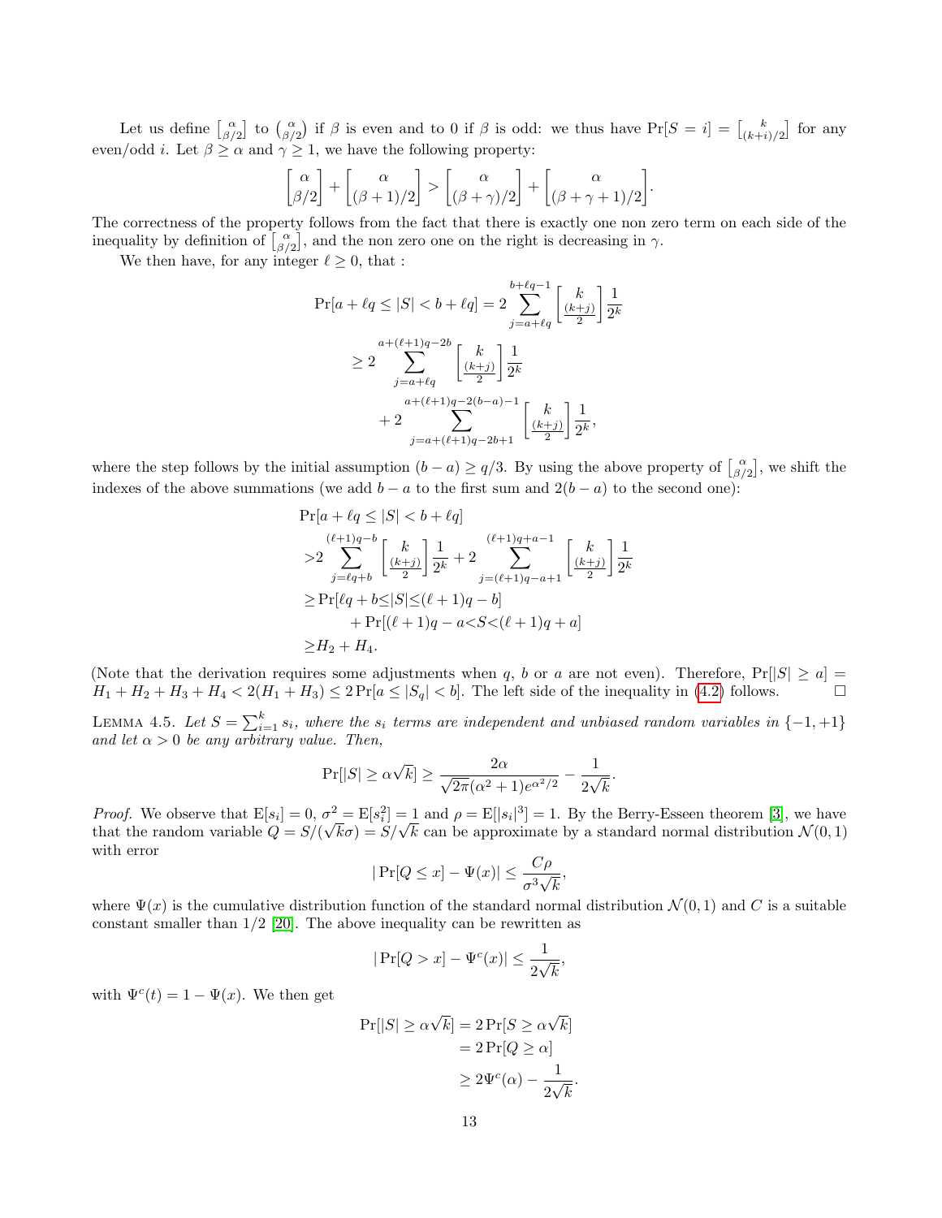Let us define $\left[\begin{smallmatrix}\alpha \\ \beta/2\end{smallmatrix}\right]$ to $\binom{\alpha}{\beta/2}$ if $\beta$ is even and to 0 if $\beta$ is odd: we thus have $\Pr[S = i] = \left[\begin{smallmatrix}k \\ (k+i)/2\end{smallmatrix}\right]$ for any even/odd $i$. Let $\beta \geq \alpha$ and $\gamma \geq 1$, we have the following property:

$$\begin{bmatrix}\alpha \\ \beta/2\end{bmatrix} + \begin{bmatrix}\alpha \\ (\beta+1)/2\end{bmatrix} > \begin{bmatrix}\alpha \\ (\beta+\gamma)/2\end{bmatrix} + \begin{bmatrix}\alpha \\ (\beta+\gamma+1)/2\end{bmatrix}.$$

The correctness of the property follows from the fact that there is exactly one non zero term on each side of the inequality by definition of $\left[\begin{smallmatrix}\alpha \\ \beta/2\end{smallmatrix}\right]$, and the non zero one on the right is decreasing in $\gamma$.

We then have, for any integer $\ell \geq 0$, that :

$$\begin{aligned}
\Pr[a + \ell q \leq |S| < b + \ell q] &= 2 \sum_{j=a+\ell q}^{b+\ell q - 1} \begin{bmatrix} k \\ \frac{(k+j)}{2}\end{bmatrix} \frac{1}{2^k} \\
&\geq 2 \sum_{j=a+\ell q}^{a+(\ell+1)q-2b} \begin{bmatrix} k \\ \frac{(k+j)}{2}\end{bmatrix} \frac{1}{2^k} \\
&\quad + 2 \sum_{j=a+(\ell+1)q-2b+1}^{a+(\ell+1)q-2(b-a)-1} \begin{bmatrix} k \\ \frac{(k+j)}{2}\end{bmatrix} \frac{1}{2^k},
\end{aligned}$$

where the step follows by the initial assumption $(b-a) \geq q/3$. By using the above property of $\left[\begin{smallmatrix}\alpha \\ \beta/2\end{smallmatrix}\right]$, we shift the indexes of the above summations (we add $b-a$ to the first sum and $2(b-a)$ to the second one):

$$\begin{aligned}
&\Pr[a + \ell q \leq |S| < b + \ell q] \\
&> 2 \sum_{j=\ell q+b}^{(\ell+1)q-b} \begin{bmatrix} k \\ \frac{(k+j)}{2}\end{bmatrix} \frac{1}{2^k} + 2 \sum_{j=(\ell+1)q-a+1}^{(\ell+1)q+a-1} \begin{bmatrix} k \\ \frac{(k+j)}{2}\end{bmatrix} \frac{1}{2^k} \\
&\geq \Pr[\ell q + b \leq |S| \leq (\ell+1)q - b] \\
&\qquad + \Pr[(\ell+1)q - a < S < (\ell+1)q + a] \\
&\geq H_2 + H_4.
\end{aligned}$$

(Note that the derivation requires some adjustments when $q$, $b$ or $a$ are not even). Therefore, $\Pr[|S| \geq a] = H_1 + H_2 + H_3 + H_4 < 2(H_1 + H_3) \leq 2\Pr[a \leq |S_q| < b]$. The left side of the inequality in (4.2) follows. $\square$

Lemma 4.5. *Let $S = \sum_{i=1}^{k} s_i$, where the $s_i$ terms are independent and unbiased random variables in $\{-1, +1\}$ and let $\alpha > 0$ be any arbitrary value. Then,*

$$\Pr[|S| \geq \alpha\sqrt{k}] \geq \frac{2\alpha}{\sqrt{2\pi}(\alpha^2+1)e^{\alpha^2/2}} - \frac{1}{2\sqrt{k}}.$$

*Proof.* We observe that $\mathrm{E}[s_i] = 0$, $\sigma^2 = \mathrm{E}[s_i^2] = 1$ and $\rho = \mathrm{E}[|s_i|^3] = 1$. By the Berry-Esseen theorem [3], we have that the random variable $Q = S/(\sqrt{k}\sigma) = S/\sqrt{k}$ can be approximate by a standard normal distribution $\mathcal{N}(0,1)$ with error

$$|\Pr[Q \leq x] - \Psi(x)| \leq \frac{C\rho}{\sigma^3\sqrt{k}},$$

where $\Psi(x)$ is the cumulative distribution function of the standard normal distribution $\mathcal{N}(0,1)$ and $C$ is a suitable constant smaller than $1/2$ [20]. The above inequality can be rewritten as

$$|\Pr[Q > x] - \Psi^c(x)| \leq \frac{1}{2\sqrt{k}},$$

with $\Psi^c(t) = 1 - \Psi(x)$. We then get

$$\begin{aligned}
\Pr[|S| \geq \alpha\sqrt{k}] &= 2\Pr[S \geq \alpha\sqrt{k}] \\
&= 2\Pr[Q \geq \alpha] \\
&\geq 2\Psi^c(\alpha) - \frac{1}{2\sqrt{k}}.
\end{aligned}$$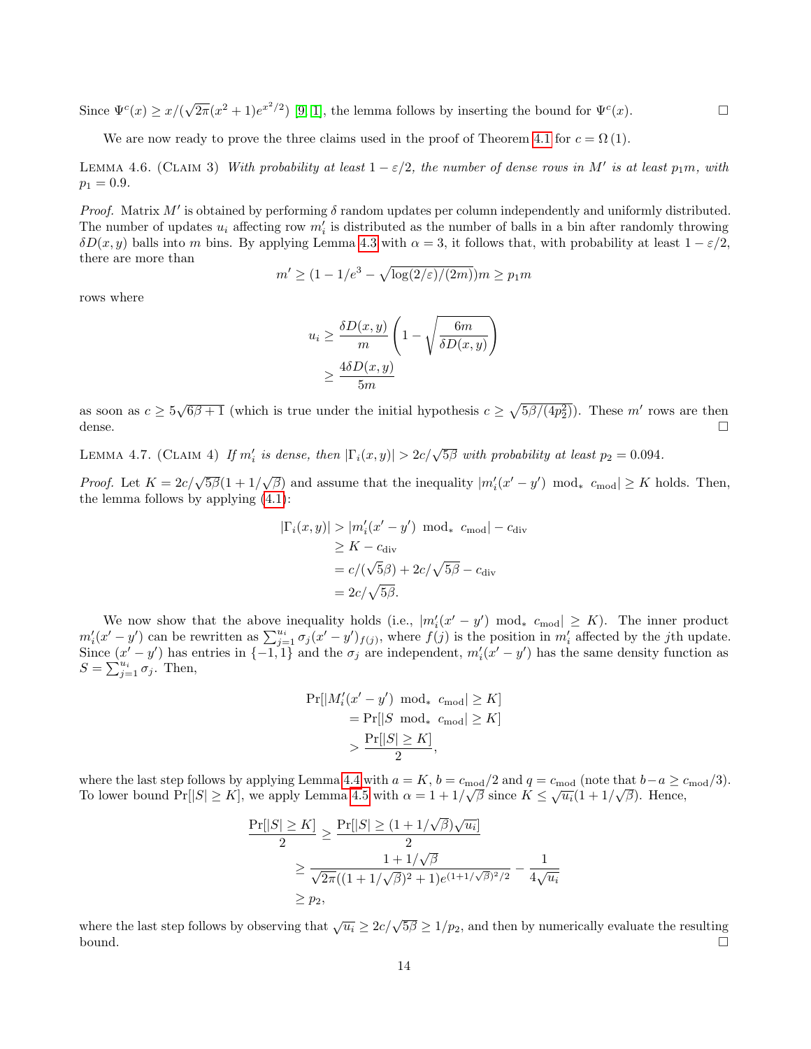Since $\Psi^c(x) \geq x/(\sqrt{2\pi}(x^2+1)e^{x^2/2})$ [9, 1], the lemma follows by inserting the bound for $\Psi^c(x)$. ◻

We are now ready to prove the three claims used in the proof of Theorem 4.1 for $c = \Omega(1)$.

LEMMA 4.6. (CLAIM 3) *With probability at least $1-\varepsilon/2$, the number of dense rows in $M'$ is at least $p_1 m$, with $p_1 = 0.9$.*

*Proof.* Matrix $M'$ is obtained by performing $\delta$ random updates per column independently and uniformly distributed. The number of updates $u_i$ affecting row $m'_i$ is distributed as the number of balls in a bin after randomly throwing $\delta D(x,y)$ balls into $m$ bins. By applying Lemma 4.3 with $\alpha = 3$, it follows that, with probability at least $1-\varepsilon/2$, there are more than

$$m' \geq (1 - 1/e^3 - \sqrt{\log(2/\varepsilon)/(2m)})m \geq p_1 m$$

rows where

$$\begin{aligned} u_i &\geq \frac{\delta D(x,y)}{m}\left(1 - \sqrt{\frac{6m}{\delta D(x,y)}}\right) \\ &\geq \frac{4\delta D(x,y)}{5m} \end{aligned}$$

as soon as $c \geq 5\sqrt{6\beta+1}$ (which is true under the initial hypothesis $c \geq \sqrt{5\beta/(4p_2^2)}$). These $m'$ rows are then dense. ◻

LEMMA 4.7. (CLAIM 4) *If $m'_i$ is dense, then $|\Gamma_i(x,y)| > 2c/\sqrt{5\beta}$ with probability at least $p_2 = 0.094$.*

*Proof.* Let $K = 2c/\sqrt{5\beta}(1+1/\sqrt{\beta})$ and assume that the inequality $|m'_i(x'-y') \bmod_* c_{\text{mod}}| \geq K$ holds. Then, the lemma follows by applying (4.1):

$$\begin{aligned} |\Gamma_i(x,y)| &> |m'_i(x'-y') \bmod_* c_{\text{mod}}| - c_{\text{div}} \\ &\geq K - c_{\text{div}} \\ &= c/(\sqrt{5}\beta) + 2c/\sqrt{5\beta} - c_{\text{div}} \\ &= 2c/\sqrt{5\beta}. \end{aligned}$$

We now show that the above inequality holds (i.e., $|m'_i(x'-y') \bmod_* c_{\text{mod}}| \geq K$). The inner product $m'_i(x'-y')$ can be rewritten as $\sum_{j=1}^{u_i}\sigma_j(x'-y')_{f(j)}$, where $f(j)$ is the position in $m'_i$ affected by the $j$th update. Since $(x'-y')$ has entries in $\{-1,1\}$ and the $\sigma_j$ are independent, $m'_i(x'-y')$ has the same density function as $S = \sum_{j=1}^{u_i}\sigma_j$. Then,

$$\begin{aligned} &\Pr[|M'_i(x'-y') \bmod_* c_{\text{mod}}| \geq K] \\ &\quad= \Pr[|S \bmod_* c_{\text{mod}}| \geq K] \\ &\quad> \frac{\Pr[|S| \geq K]}{2}, \end{aligned}$$

where the last step follows by applying Lemma 4.4 with $a = K$, $b = c_{\text{mod}}/2$ and $q = c_{\text{mod}}$ (note that $b-a \geq c_{\text{mod}}/3$). To lower bound $\Pr[|S| \geq K]$, we apply Lemma 4.5 with $\alpha = 1+1/\sqrt{\beta}$ since $K \leq \sqrt{u_i}(1+1/\sqrt{\beta})$. Hence,

$$\begin{aligned} \frac{\Pr[|S| \geq K]}{2} &\geq \frac{\Pr[|S| \geq (1+1/\sqrt{\beta})\sqrt{u_i}]}{2} \\ &\geq \frac{1+1/\sqrt{\beta}}{\sqrt{2\pi}((1+1/\sqrt{\beta})^2+1)e^{(1+1/\sqrt{\beta})^2/2}} - \frac{1}{4\sqrt{u_i}} \\ &\geq p_2, \end{aligned}$$

where the last step follows by observing that $\sqrt{u_i} \geq 2c/\sqrt{5\beta} \geq 1/p_2$, and then by numerically evaluate the resulting bound. ◻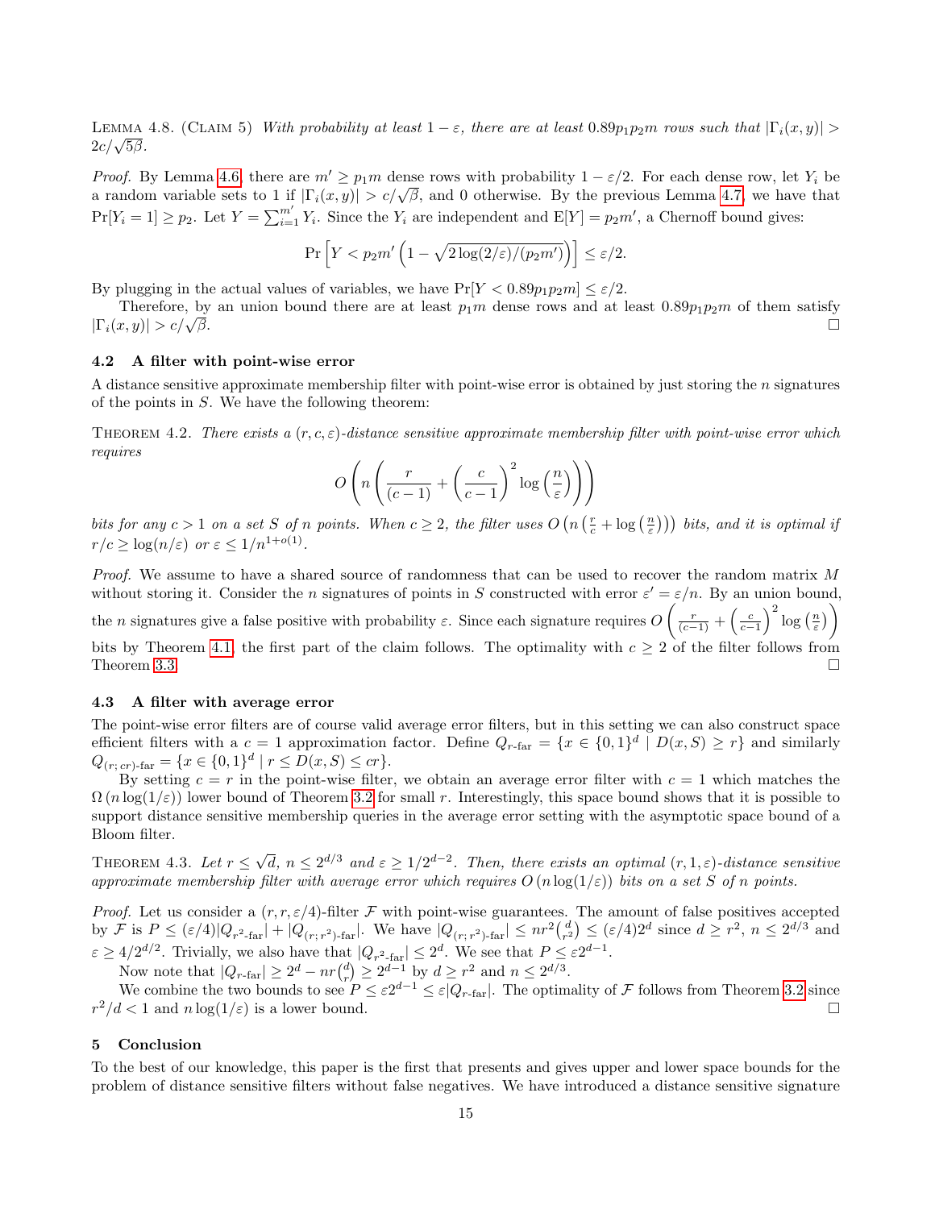Lemma 4.8. (Claim 5) *With probability at least $1-\varepsilon$, there are at least $0.89 p_1 p_2 m$ rows such that $|\Gamma_i(x,y)| > 2c/\sqrt{5\beta}$.*

*Proof.* By Lemma 4.6, there are $m' \geq p_1 m$ dense rows with probability $1-\varepsilon/2$. For each dense row, let $Y_i$ be a random variable sets to 1 if $|\Gamma_i(x,y)| > c/\sqrt{\beta}$, and 0 otherwise. By the previous Lemma 4.7, we have that $\Pr[Y_i = 1] \geq p_2$. Let $Y = \sum_{i=1}^{m'} Y_i$. Since the $Y_i$ are independent and $\mathrm{E}[Y] = p_2 m'$, a Chernoff bound gives:

$$\Pr\left[Y < p_2 m'\left(1 - \sqrt{2\log(2/\varepsilon)/(p_2 m')}\right)\right] \leq \varepsilon/2.$$

By plugging in the actual values of variables, we have $\Pr[Y < 0.89 p_1 p_2 m] \leq \varepsilon/2$.

Therefore, by an union bound there are at least $p_1 m$ dense rows and at least $0.89 p_1 p_2 m$ of them satisfy $|\Gamma_i(x,y)| > c/\sqrt{\beta}$. □

### 4.2 A filter with point-wise error

A distance sensitive approximate membership filter with point-wise error is obtained by just storing the $n$ signatures of the points in $S$. We have the following theorem:

Theorem 4.2. *There exists a $(r,c,\varepsilon)$-distance sensitive approximate membership filter with point-wise error which requires*

$$O\left(n\left(\frac{r}{(c-1)} + \left(\frac{c}{c-1}\right)^2 \log\left(\frac{n}{\varepsilon}\right)\right)\right)$$

*bits for any $c > 1$ on a set $S$ of $n$ points. When $c \geq 2$, the filter uses $O\left(n\left(\frac{r}{c} + \log\left(\frac{n}{\varepsilon}\right)\right)\right)$ bits, and it is optimal if $r/c \geq \log(n/\varepsilon)$ or $\varepsilon \leq 1/n^{1+o(1)}$.*

*Proof.* We assume to have a shared source of randomness that can be used to recover the random matrix $M$ without storing it. Consider the $n$ signatures of points in $S$ constructed with error $\varepsilon' = \varepsilon/n$. By an union bound, the $n$ signatures give a false positive with probability $\varepsilon$. Since each signature requires $O\left(\frac{r}{(c-1)} + \left(\frac{c}{c-1}\right)^2 \log\left(\frac{n}{\varepsilon}\right)\right)$ bits by Theorem 4.1, the first part of the claim follows. The optimality with $c \geq 2$ of the filter follows from Theorem 3.3. □

### 4.3 A filter with average error

The point-wise error filters are of course valid average error filters, but in this setting we can also construct space efficient filters with a $c = 1$ approximation factor. Define $Q_{r\text{-far}} = \{x \in \{0,1\}^d \mid D(x,S) \geq r\}$ and similarly $Q_{(r;\,cr)\text{-far}} = \{x \in \{0,1\}^d \mid r \leq D(x,S) \leq cr\}$.

By setting $c = r$ in the point-wise filter, we obtain an average error filter with $c = 1$ which matches the $\Omega(n\log(1/\varepsilon))$ lower bound of Theorem 3.2 for small $r$. Interestingly, this space bound shows that it is possible to support distance sensitive membership queries in the average error setting with the asymptotic space bound of a Bloom filter.

Theorem 4.3. *Let $r \leq \sqrt{d}$, $n \leq 2^{d/3}$ and $\varepsilon \geq 1/2^{d-2}$. Then, there exists an optimal $(r,1,\varepsilon)$-distance sensitive approximate membership filter with average error which requires $O(n\log(1/\varepsilon))$ bits on a set $S$ of $n$ points.*

*Proof.* Let us consider a $(r,r,\varepsilon/4)$-filter $\mathcal{F}$ with point-wise guarantees. The amount of false positives accepted by $\mathcal{F}$ is $P \leq (\varepsilon/4)|Q_{r^2\text{-far}}| + |Q_{(r;\,r^2)\text{-far}}|$. We have $|Q_{(r;\,r^2)\text{-far}}| \leq nr^2\binom{d}{r^2} \leq (\varepsilon/4)2^d$ since $d \geq r^2$, $n \leq 2^{d/3}$ and $\varepsilon \geq 4/2^{d/2}$. Trivially, we also have that $|Q_{r^2\text{-far}}| \leq 2^d$. We see that $P \leq \varepsilon 2^{d-1}$.

Now note that $|Q_{r\text{-far}}| \geq 2^d - nr\binom{d}{r} \geq 2^{d-1}$ by $d \geq r^2$ and $n \leq 2^{d/3}$.

We combine the two bounds to see $P \leq \varepsilon 2^{d-1} \leq \varepsilon |Q_{r\text{-far}}|$. The optimality of $\mathcal{F}$ follows from Theorem 3.2 since $r^2/d < 1$ and $n\log(1/\varepsilon)$ is a lower bound. □

## 5 Conclusion

To the best of our knowledge, this paper is the first that presents and gives upper and lower space bounds for the problem of distance sensitive filters without false negatives. We have introduced a distance sensitive signature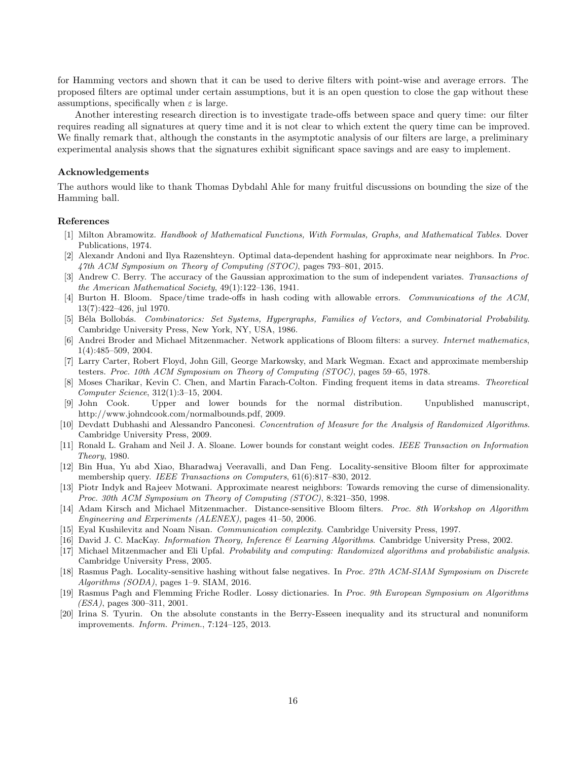for Hamming vectors and shown that it can be used to derive filters with point-wise and average errors. The proposed filters are optimal under certain assumptions, but it is an open question to close the gap without these assumptions, specifically when $\varepsilon$ is large.

Another interesting research direction is to investigate trade-offs between space and query time: our filter requires reading all signatures at query time and it is not clear to which extent the query time can be improved. We finally remark that, although the constants in the asymptotic analysis of our filters are large, a preliminary experimental analysis shows that the signatures exhibit significant space savings and are easy to implement.

### Acknowledgements

The authors would like to thank Thomas Dybdahl Ahle for many fruitful discussions on bounding the size of the Hamming ball.

### References

[1] Milton Abramowitz. *Handbook of Mathematical Functions, With Formulas, Graphs, and Mathematical Tables.* Dover Publications, 1974.

[2] Alexandr Andoni and Ilya Razenshteyn. Optimal data-dependent hashing for approximate near neighbors. In *Proc. 47th ACM Symposium on Theory of Computing (STOC)*, pages 793–801, 2015.

[3] Andrew C. Berry. The accuracy of the Gaussian approximation to the sum of independent variates. *Transactions of the American Mathematical Society*, 49(1):122–136, 1941.

[4] Burton H. Bloom. Space/time trade-offs in hash coding with allowable errors. *Communications of the ACM*, 13(7):422–426, jul 1970.

[5] Béla Bollobás. *Combinatorics: Set Systems, Hypergraphs, Families of Vectors, and Combinatorial Probability.* Cambridge University Press, New York, NY, USA, 1986.

[6] Andrei Broder and Michael Mitzenmacher. Network applications of Bloom filters: a survey. *Internet mathematics*, 1(4):485–509, 2004.

[7] Larry Carter, Robert Floyd, John Gill, George Markowsky, and Mark Wegman. Exact and approximate membership testers. *Proc. 10th ACM Symposium on Theory of Computing (STOC)*, pages 59–65, 1978.

[8] Moses Charikar, Kevin C. Chen, and Martin Farach-Colton. Finding frequent items in data streams. *Theoretical Computer Science*, 312(1):3–15, 2004.

[9] John Cook. Upper and lower bounds for the normal distribution. Unpublished manuscript, http://www.johndcook.com/normalbounds.pdf, 2009.

[10] Devdatt Dubhashi and Alessandro Panconesi. *Concentration of Measure for the Analysis of Randomized Algorithms.* Cambridge University Press, 2009.

[11] Ronald L. Graham and Neil J. A. Sloane. Lower bounds for constant weight codes. *IEEE Transaction on Information Theory*, 1980.

[12] Bin Hua, Yu abd Xiao, Bharadwaj Veeravalli, and Dan Feng. Locality-sensitive Bloom filter for approximate membership query. *IEEE Transactions on Computers*, 61(6):817–830, 2012.

[13] Piotr Indyk and Rajeev Motwani. Approximate nearest neighbors: Towards removing the curse of dimensionality. *Proc. 30th ACM Symposium on Theory of Computing (STOC)*, 8:321–350, 1998.

[14] Adam Kirsch and Michael Mitzenmacher. Distance-sensitive Bloom filters. *Proc. 8th Workshop on Algorithm Engineering and Experiments (ALENEX)*, pages 41–50, 2006.

[15] Eyal Kushilevitz and Noam Nisan. *Communication complexity.* Cambridge University Press, 1997.

[16] David J. C. MacKay. *Information Theory, Inference & Learning Algorithms.* Cambridge University Press, 2002.

[17] Michael Mitzenmacher and Eli Upfal. *Probability and computing: Randomized algorithms and probabilistic analysis.* Cambridge University Press, 2005.

[18] Rasmus Pagh. Locality-sensitive hashing without false negatives. In *Proc. 27th ACM-SIAM Symposium on Discrete Algorithms (SODA)*, pages 1–9. SIAM, 2016.

[19] Rasmus Pagh and Flemming Friche Rodler. Lossy dictionaries. In *Proc. 9th European Symposium on Algorithms (ESA)*, pages 300–311, 2001.

[20] Irina S. Tyurin. On the absolute constants in the Berry-Esseen inequality and its structural and nonuniform improvements. *Inform. Primen.*, 7:124–125, 2013.